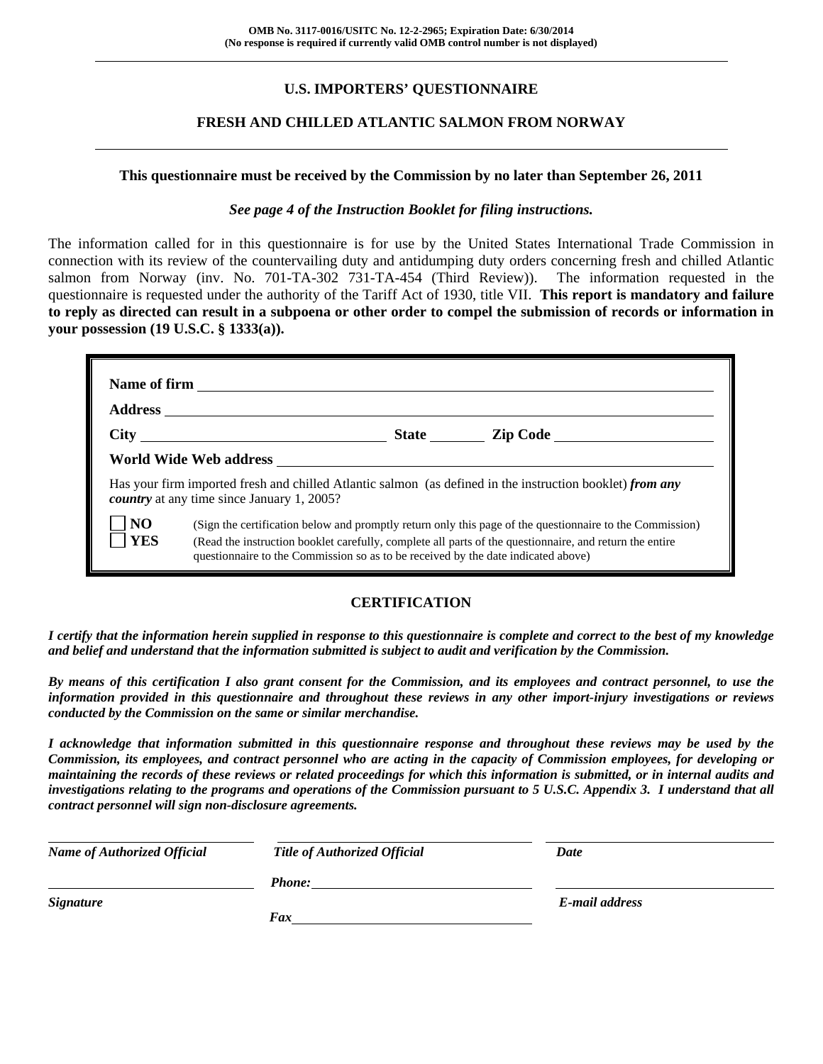OMB No. 3117-0016/USITC No. 12-2-2965; Expiration Date: 6/30/2014
(No response is required if currently valid OMB control number is not displayed)

# U.S. IMPORTERS' QUESTIONNAIRE

## FRESH AND CHILLED ATLANTIC SALMON FROM NORWAY

**This questionnaire must be received by the Commission by no later than September 26, 2011**

***See page 4 of the Instruction Booklet for filing instructions.***

The information called for in this questionnaire is for use by the United States International Trade Commission in connection with its review of the countervailing duty and antidumping duty orders concerning fresh and chilled Atlantic salmon from Norway (inv. No. 701-TA-302 731-TA-454 (Third Review)). The information requested in the questionnaire is requested under the authority of the Tariff Act of 1930, title VII. **This report is mandatory and failure to reply as directed can result in a subpoena or other order to compel the submission of records or information in your possession (19 U.S.C. § 1333(a)).**

**Name of firm** ______________________________

**Address** ______________________________

**City** ______________ **State** ________ **Zip Code** ______________

**World Wide Web address** ______________________________

Has your firm imported fresh and chilled Atlantic salmon (as defined in the instruction booklet) ***from any country*** at any time since January 1, 2005?

☐ **NO** (Sign the certification below and promptly return only this page of the questionnaire to the Commission)

☐ **YES** (Read the instruction booklet carefully, complete all parts of the questionnaire, and return the entire questionnaire to the Commission so as to be received by the date indicated above)

## CERTIFICATION

***I certify that the information herein supplied in response to this questionnaire is complete and correct to the best of my knowledge and belief and understand that the information submitted is subject to audit and verification by the Commission.***

***By means of this certification I also grant consent for the Commission, and its employees and contract personnel, to use the information provided in this questionnaire and throughout these reviews in any other import-injury investigations or reviews conducted by the Commission on the same or similar merchandise.***

***I acknowledge that information submitted in this questionnaire response and throughout these reviews may be used by the Commission, its employees, and contract personnel who are acting in the capacity of Commission employees, for developing or maintaining the records of these reviews or related proceedings for which this information is submitted, or in internal audits and investigations relating to the programs and operations of the Commission pursuant to 5 U.S.C. Appendix 3. I understand that all contract personnel will sign non-disclosure agreements.***

______________________________ ______________________________ ______________________________

***Name of Authorized Official*** ***Title of Authorized Official*** ***Date***

______________________________ ***Phone:*** ______________________ ______________________________

***Signature*** ***E-mail address***

***Fax*** ______________________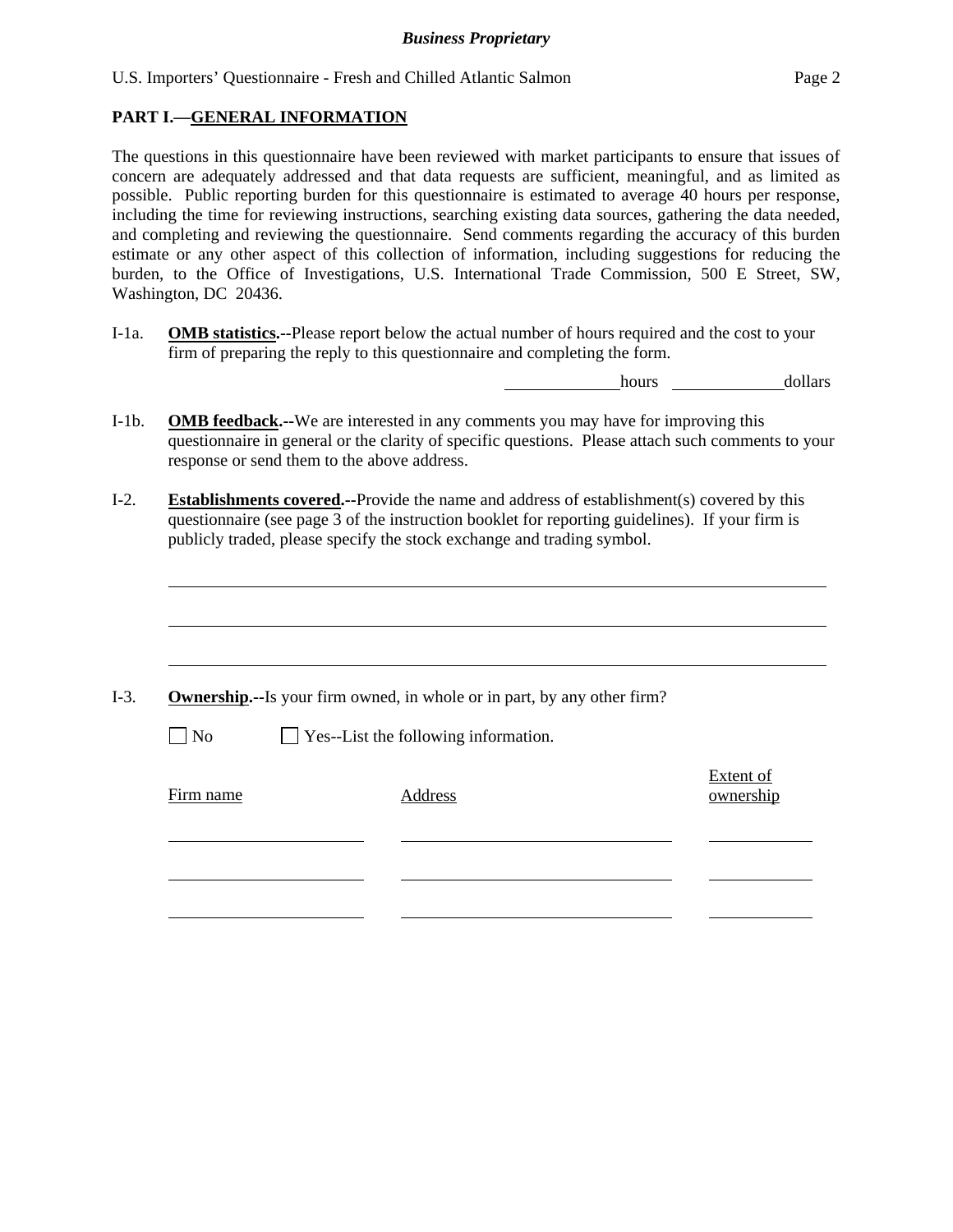## PART I.—GENERAL INFORMATION

The questions in this questionnaire have been reviewed with market participants to ensure that issues of concern are adequately addressed and that data requests are sufficient, meaningful, and as limited as possible. Public reporting burden for this questionnaire is estimated to average 40 hours per response, including the time for reviewing instructions, searching existing data sources, gathering the data needed, and completing and reviewing the questionnaire. Send comments regarding the accuracy of this burden estimate or any other aspect of this collection of information, including suggestions for reducing the burden, to the Office of Investigations, U.S. International Trade Commission, 500 E Street, SW, Washington, DC 20436.

I-1a. **OMB statistics.**--Please report below the actual number of hours required and the cost to your firm of preparing the reply to this questionnaire and completing the form.

______________ hours ______________ dollars

I-1b. **OMB feedback.**--We are interested in any comments you may have for improving this questionnaire in general or the clarity of specific questions. Please attach such comments to your response or send them to the above address.

I-2. **Establishments covered.**--Provide the name and address of establishment(s) covered by this questionnaire (see page 3 of the instruction booklet for reporting guidelines). If your firm is publicly traded, please specify the stock exchange and trading symbol.

________________________________________________________________________

________________________________________________________________________

________________________________________________________________________

I-3. **Ownership.**--Is your firm owned, in whole or in part, by any other firm?

☐ No ☐ Yes--List the following information.

| Firm name | Address | Extent of ownership |
|---|---|---|
| | | |
| | | |
| | | |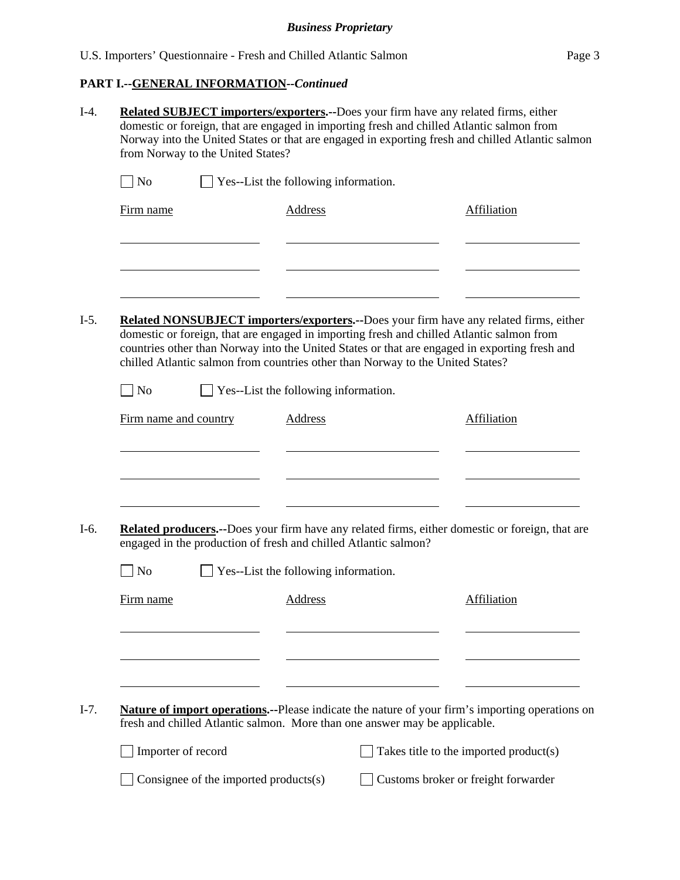***Business Proprietary***

**PART I.--GENERAL INFORMATION--*Continued***

I-4. **Related SUBJECT importers/exporters.--**Does your firm have any related firms, either domestic or foreign, that are engaged in importing fresh and chilled Atlantic salmon from Norway into the United States or that are engaged in exporting fresh and chilled Atlantic salmon from Norway to the United States?

☐ No ☐ Yes--List the following information.

| Firm name | Address | Affiliation |
|---|---|---|
| | | |
| | | |
| | | |

I-5. **Related NONSUBJECT importers/exporters.--**Does your firm have any related firms, either domestic or foreign, that are engaged in importing fresh and chilled Atlantic salmon from countries other than Norway into the United States or that are engaged in exporting fresh and chilled Atlantic salmon from countries other than Norway to the United States?

☐ No ☐ Yes--List the following information.

| Firm name and country | Address | Affiliation |
|---|---|---|
| | | |
| | | |
| | | |

I-6. **Related producers.--**Does your firm have any related firms, either domestic or foreign, that are engaged in the production of fresh and chilled Atlantic salmon?

☐ No ☐ Yes--List the following information.

| Firm name | Address | Affiliation |
|---|---|---|
| | | |
| | | |
| | | |

I-7. **Nature of import operations.--**Please indicate the nature of your firm's importing operations on fresh and chilled Atlantic salmon. More than one answer may be applicable.

☐ Importer of record ☐ Takes title to the imported product(s)

☐ Consignee of the imported products(s) ☐ Customs broker or freight forwarder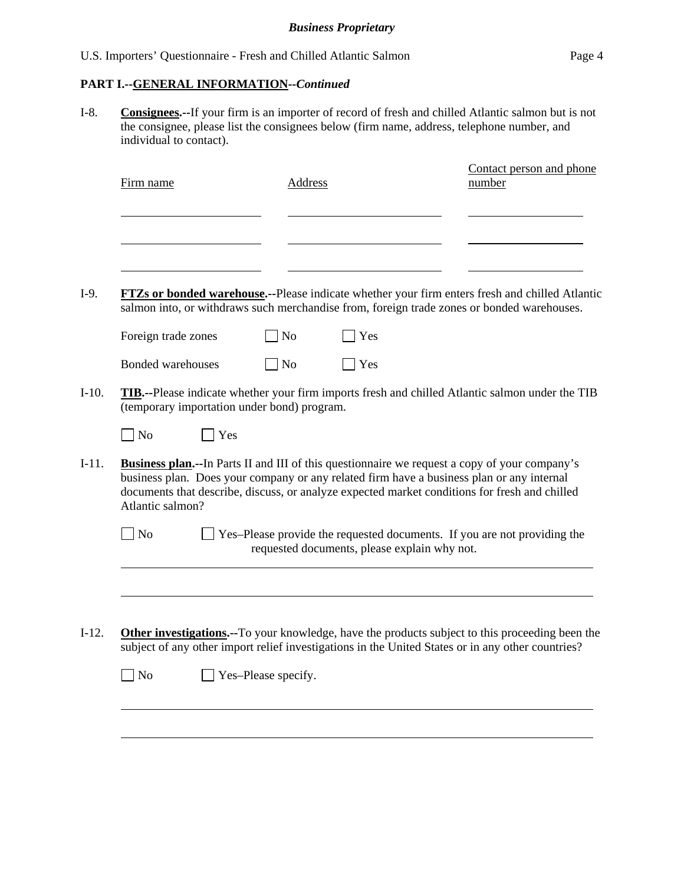**PART I.--GENERAL INFORMATION--*Continued***

I-8. **Consignees.--**If your firm is an importer of record of fresh and chilled Atlantic salmon but is not the consignee, please list the consignees below (firm name, address, telephone number, and individual to contact).

| Firm name | Address | Contact person and phone number |
|---|---|---|
| | | |
| | | |
| | | |

I-9. **FTZs or bonded warehouse.--**Please indicate whether your firm enters fresh and chilled Atlantic salmon into, or withdraws such merchandise from, foreign trade zones or bonded warehouses.

Foreign trade zones ☐ No ☐ Yes

Bonded warehouses ☐ No ☐ Yes

I-10. **TIB.--**Please indicate whether your firm imports fresh and chilled Atlantic salmon under the TIB (temporary importation under bond) program.

☐ No ☐ Yes

I-11. **Business plan.--**In Parts II and III of this questionnaire we request a copy of your company's business plan. Does your company or any related firm have a business plan or any internal documents that describe, discuss, or analyze expected market conditions for fresh and chilled Atlantic salmon?

☐ No ☐ Yes–Please provide the requested documents. If you are not providing the requested documents, please explain why not.

\_\_\_\_\_\_\_\_\_\_\_\_\_\_\_\_\_\_\_\_\_\_\_\_\_\_\_\_\_\_\_\_\_\_\_\_\_\_\_\_\_\_\_\_\_\_\_\_\_\_\_\_\_\_\_\_\_\_\_\_\_\_\_\_

\_\_\_\_\_\_\_\_\_\_\_\_\_\_\_\_\_\_\_\_\_\_\_\_\_\_\_\_\_\_\_\_\_\_\_\_\_\_\_\_\_\_\_\_\_\_\_\_\_\_\_\_\_\_\_\_\_\_\_\_\_\_\_\_

I-12. **Other investigations.--**To your knowledge, have the products subject to this proceeding been the subject of any other import relief investigations in the United States or in any other countries?

☐ No ☐ Yes–Please specify.

\_\_\_\_\_\_\_\_\_\_\_\_\_\_\_\_\_\_\_\_\_\_\_\_\_\_\_\_\_\_\_\_\_\_\_\_\_\_\_\_\_\_\_\_\_\_\_\_\_\_\_\_\_\_\_\_\_\_\_\_\_\_\_\_

\_\_\_\_\_\_\_\_\_\_\_\_\_\_\_\_\_\_\_\_\_\_\_\_\_\_\_\_\_\_\_\_\_\_\_\_\_\_\_\_\_\_\_\_\_\_\_\_\_\_\_\_\_\_\_\_\_\_\_\_\_\_\_\_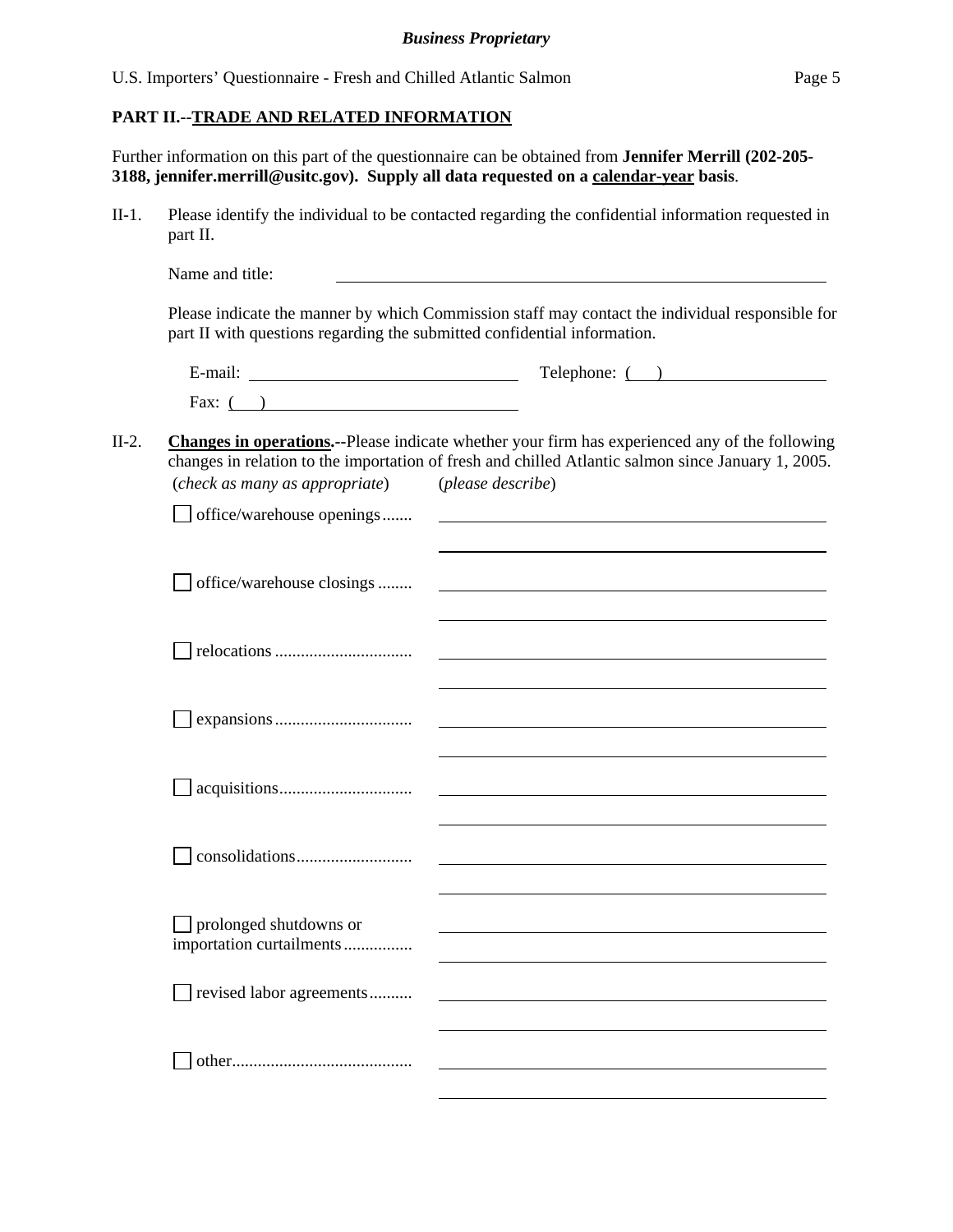**Business Proprietary**

**PART II.--TRADE AND RELATED INFORMATION**

Further information on this part of the questionnaire can be obtained from **Jennifer Merrill (202-205-3188, jennifer.merrill@usitc.gov). Supply all data requested on a calendar-year basis**.

II-1. Please identify the individual to be contacted regarding the confidential information requested in part II.

Name and title: ______________________________

Please indicate the manner by which Commission staff may contact the individual responsible for part II with questions regarding the submitted confidential information.

E-mail: ______________________________ Telephone: ( ) ______________________________

Fax: ( ) ______________________________

II-2. **Changes in operations.--**Please indicate whether your firm has experienced any of the following changes in relation to the importation of fresh and chilled Atlantic salmon since January 1, 2005.

(*check as many as appropriate*) (*please describe*)

- ☐ office/warehouse openings....... ______________________________
- ☐ office/warehouse closings ........ ______________________________
- ☐ relocations ................................ ______________________________
- ☐ expansions................................ ______________________________
- ☐ acquisitions............................... ______________________________
- ☐ consolidations........................... ______________________________
- ☐ prolonged shutdowns or importation curtailments................ ______________________________
- ☐ revised labor agreements.......... ______________________________
- ☐ other.......................................... ______________________________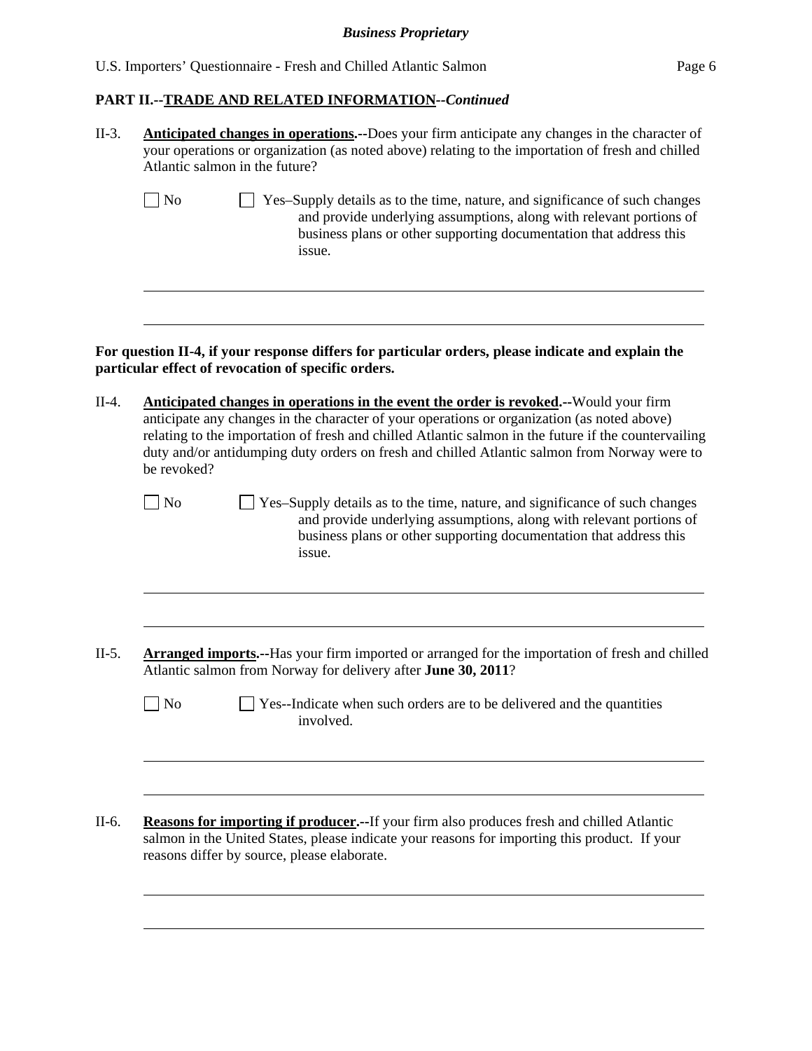**PART II.--TRADE AND RELATED INFORMATION--*Continued***

II-3. **Anticipated changes in operations.--**Does your firm anticipate any changes in the character of your operations or organization (as noted above) relating to the importation of fresh and chilled Atlantic salmon in the future?

☐ No ☐ Yes–Supply details as to the time, nature, and significance of such changes and provide underlying assumptions, along with relevant portions of business plans or other supporting documentation that address this issue.

---

---

**For question II-4, if your response differs for particular orders, please indicate and explain the particular effect of revocation of specific orders.**

II-4. **Anticipated changes in operations in the event the order is revoked.--**Would your firm anticipate any changes in the character of your operations or organization (as noted above) relating to the importation of fresh and chilled Atlantic salmon in the future if the countervailing duty and/or antidumping duty orders on fresh and chilled Atlantic salmon from Norway were to be revoked?

☐ No ☐ Yes–Supply details as to the time, nature, and significance of such changes and provide underlying assumptions, along with relevant portions of business plans or other supporting documentation that address this issue.

---

---

II-5. **Arranged imports.--**Has your firm imported or arranged for the importation of fresh and chilled Atlantic salmon from Norway for delivery after **June 30, 2011**?

☐ No ☐ Yes--Indicate when such orders are to be delivered and the quantities involved.

---

---

II-6. **Reasons for importing if producer.--**If your firm also produces fresh and chilled Atlantic salmon in the United States, please indicate your reasons for importing this product. If your reasons differ by source, please elaborate.

---

---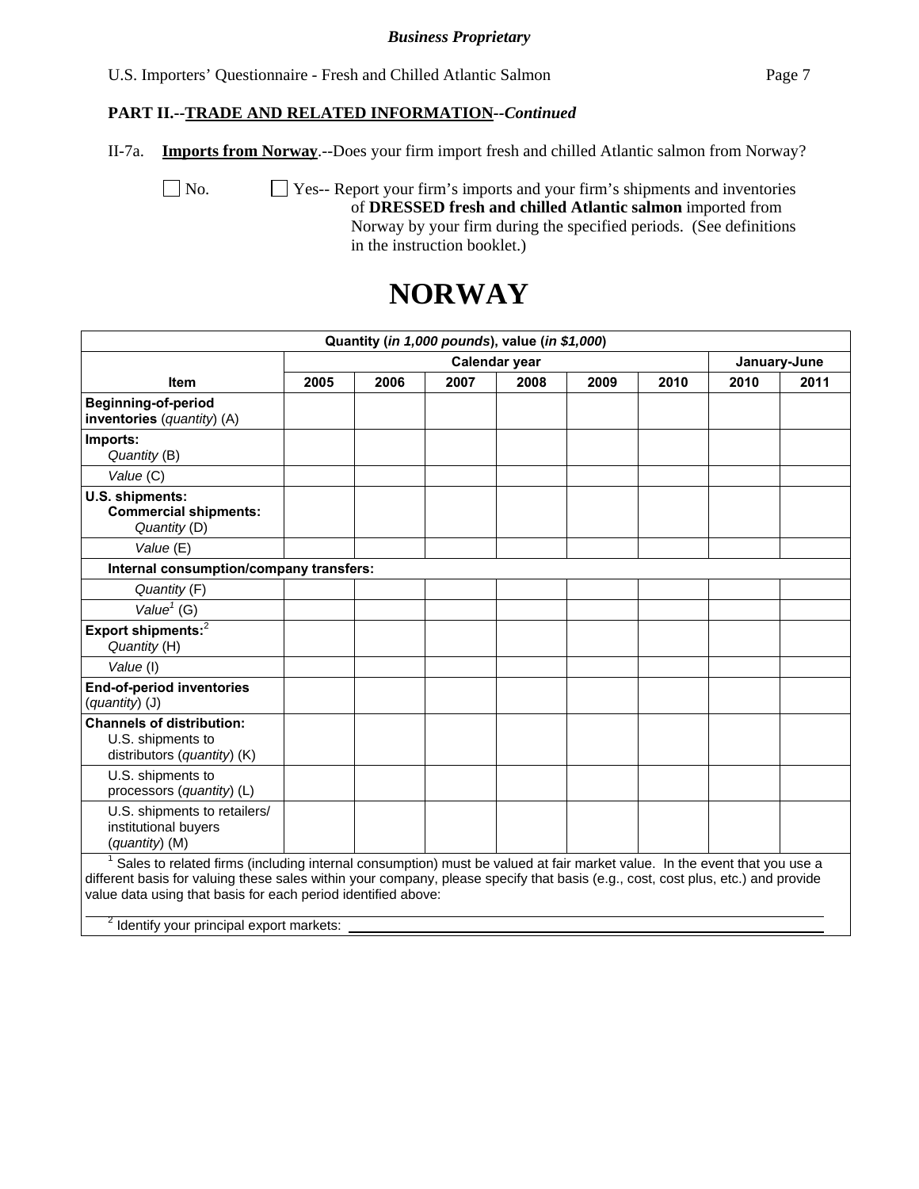*Business Proprietary*

U.S. Importers' Questionnaire - Fresh and Chilled Atlantic Salmon

**PART II.--TRADE AND RELATED INFORMATION--*Continued***

II-7a. **Imports from Norway**.--Does your firm import fresh and chilled Atlantic salmon from Norway?

☐ No. ☐ Yes-- Report your firm's imports and your firm's shipments and inventories of **DRESSED fresh and chilled Atlantic salmon** imported from Norway by your firm during the specified periods. (See definitions in the instruction booklet.)

# NORWAY

| Quantity (*in 1,000 pounds*), value (*in $1,000*) | | | | | | | | |
|---|---|---|---|---|---|---|---|---|
| | Calendar year | | | | | | January-June | |
| **Item** | **2005** | **2006** | **2007** | **2008** | **2009** | **2010** | **2010** | **2011** |
| **Beginning-of-period inventories** (*quantity*) (A) | | | | | | | | |
| **Imports:** *Quantity* (B) | | | | | | | | |
| *Value* (C) | | | | | | | | |
| **U.S. shipments:** **Commercial shipments:** *Quantity* (D) | | | | | | | | |
| *Value* (E) | | | | | | | | |
| **Internal consumption/company transfers:** | | | | | | | | |
| *Quantity* (F) | | | | | | | | |
| *Value*[1] (G) | | | | | | | | |
| **Export shipments:**[2] *Quantity* (H) | | | | | | | | |
| *Value* (I) | | | | | | | | |
| **End-of-period inventories** (*quantity*) (J) | | | | | | | | |
| **Channels of distribution:** U.S. shipments to distributors (*quantity*) (K) | | | | | | | | |
| U.S. shipments to processors (*quantity*) (L) | | | | | | | | |
| U.S. shipments to retailers/ institutional buyers (*quantity*) (M) | | | | | | | | |

[1] Sales to related firms (including internal consumption) must be valued at fair market value. In the event that you use a different basis for valuing these sales within your company, please specify that basis (e.g., cost, cost plus, etc.) and provide value data using that basis for each period identified above:

[2] Identify your principal export markets: ____________________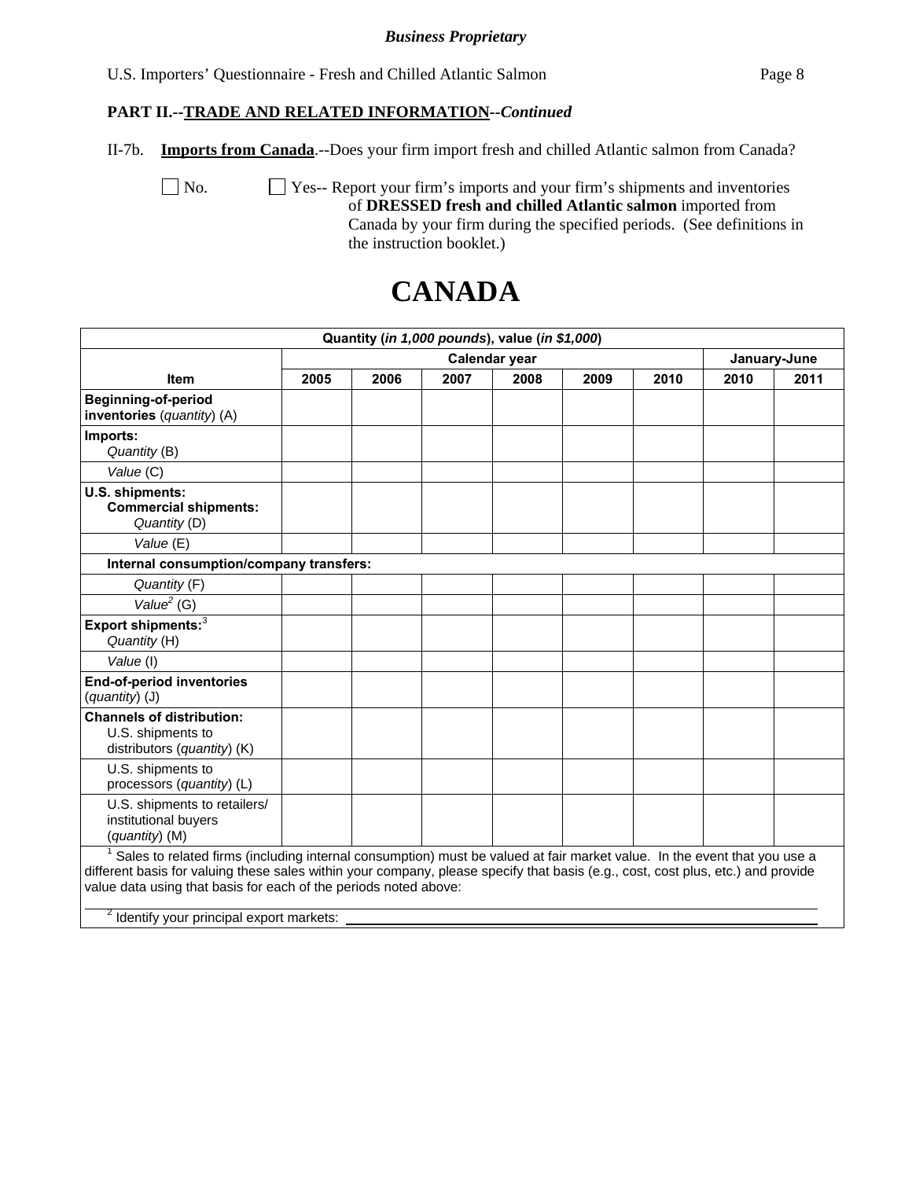**Business Proprietary**

U.S. Importers' Questionnaire - Fresh and Chilled Atlantic Salmon

**PART II.--TRADE AND RELATED INFORMATION--*Continued***

II-7b. **Imports from Canada**.--Does your firm import fresh and chilled Atlantic salmon from Canada?

☐ No. ☐ Yes-- Report your firm's imports and your firm's shipments and inventories of **DRESSED fresh and chilled Atlantic salmon** imported from Canada by your firm during the specified periods. (See definitions in the instruction booklet.)

# CANADA

| Quantity (*in 1,000 pounds*), value (*in $1,000*) | | | | | | | | |
|---|---|---|---|---|---|---|---|---|
| | Calendar year | | | | | | January-June | |
| **Item** | **2005** | **2006** | **2007** | **2008** | **2009** | **2010** | **2010** | **2011** |
| **Beginning-of-period inventories** (*quantity*) (A) | | | | | | | | |
| **Imports:** *Quantity* (B) | | | | | | | | |
| *Value* (C) | | | | | | | | |
| **U.S. shipments: Commercial shipments:** *Quantity* (D) | | | | | | | | |
| *Value* (E) | | | | | | | | |
| **Internal consumption/company transfers:** | | | | | | | | |
| *Quantity* (F) | | | | | | | | |
| *Value*[2] (G) | | | | | | | | |
| **Export shipments:**[3] *Quantity* (H) | | | | | | | | |
| *Value* (I) | | | | | | | | |
| **End-of-period inventories** (*quantity*) (J) | | | | | | | | |
| **Channels of distribution:** U.S. shipments to distributors (*quantity*) (K) | | | | | | | | |
| U.S. shipments to processors (*quantity*) (L) | | | | | | | | |
| U.S. shipments to retailers/ institutional buyers (*quantity*) (M) | | | | | | | | |

[1] Sales to related firms (including internal consumption) must be valued at fair market value. In the event that you use a different basis for valuing these sales within your company, please specify that basis (e.g., cost, cost plus, etc.) and provide value data using that basis for each of the periods noted above:

[2] Identify your principal export markets: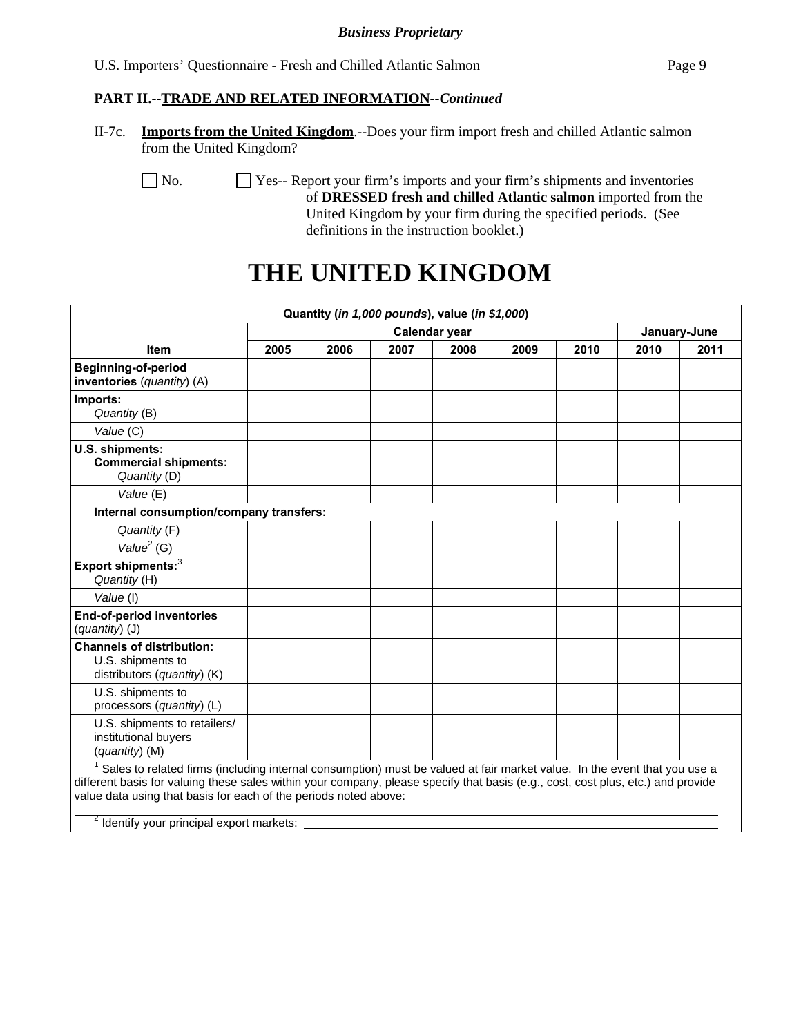**PART II.--TRADE AND RELATED INFORMATION--*Continued***

II-7c. **Imports from the United Kingdom**.--Does your firm import fresh and chilled Atlantic salmon from the United Kingdom?

☐ No. ☐ Yes-- Report your firm's imports and your firm's shipments and inventories of **DRESSED fresh and chilled Atlantic salmon** imported from the United Kingdom by your firm during the specified periods. (See definitions in the instruction booklet.)

# THE UNITED KINGDOM

| Quantity (*in 1,000 pounds*), value (*in $1,000*) | | | | | | | | |
|---|---|---|---|---|---|---|---|---|
| | Calendar year | | | | | | January-June | |
| **Item** | **2005** | **2006** | **2007** | **2008** | **2009** | **2010** | **2010** | **2011** |
| **Beginning-of-period inventories** (*quantity*) (A) | | | | | | | | |
| **Imports:** *Quantity* (B) | | | | | | | | |
| *Value* (C) | | | | | | | | |
| **U.S. shipments:** **Commercial shipments:** *Quantity* (D) | | | | | | | | |
| *Value* (E) | | | | | | | | |
| **Internal consumption/company transfers:** | | | | | | | | |
| *Quantity* (F) | | | | | | | | |
| *Value*[2] (G) | | | | | | | | |
| **Export shipments:**[3] *Quantity* (H) | | | | | | | | |
| *Value* (I) | | | | | | | | |
| **End-of-period inventories** (*quantity*) (J) | | | | | | | | |
| **Channels of distribution:** U.S. shipments to distributors (*quantity*) (K) | | | | | | | | |
| U.S. shipments to processors (*quantity*) (L) | | | | | | | | |
| U.S. shipments to retailers/ institutional buyers (*quantity*) (M) | | | | | | | | |

[1] Sales to related firms (including internal consumption) must be valued at fair market value. In the event that you use a different basis for valuing these sales within your company, please specify that basis (e.g., cost, cost plus, etc.) and provide value data using that basis for each of the periods noted above:

\_\_\_\_\_\_\_\_\_\_\_\_\_\_\_\_\_\_\_\_\_\_\_\_\_\_\_\_\_\_\_\_\_\_\_\_\_\_\_\_\_\_\_\_\_\_\_\_\_\_\_\_\_\_\_\_

[2] Identify your principal export markets: \_\_\_\_\_\_\_\_\_\_\_\_\_\_\_\_\_\_\_\_\_\_\_\_\_\_\_\_\_\_\_\_\_\_\_\_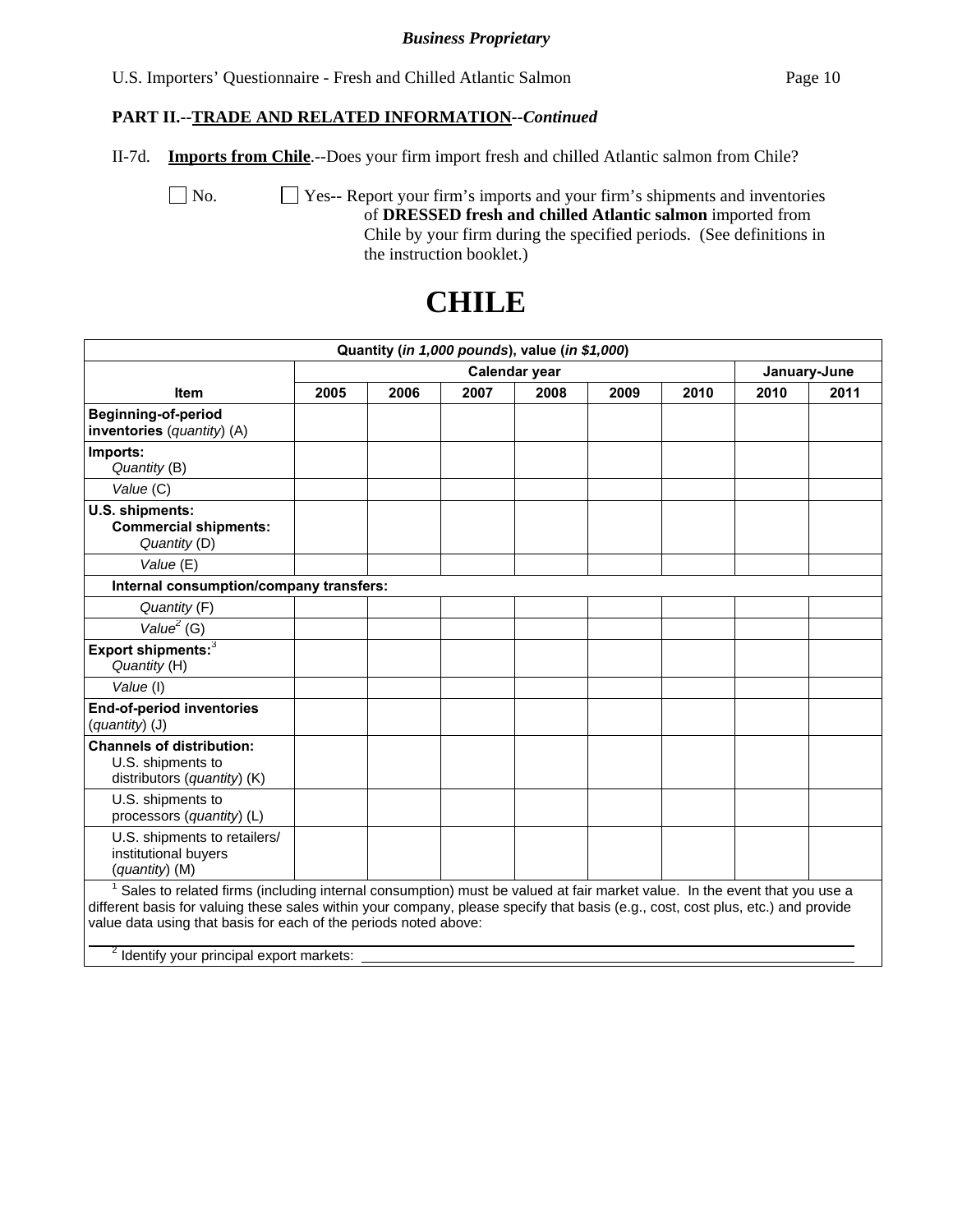***Business Proprietary***

U.S. Importers' Questionnaire - Fresh and Chilled Atlantic Salmon

**PART II.--TRADE AND RELATED INFORMATION--*Continued***

II-7d. **Imports from Chile**.--Does your firm import fresh and chilled Atlantic salmon from Chile?

☐ No. ☐ Yes-- Report your firm's imports and your firm's shipments and inventories of **DRESSED fresh and chilled Atlantic salmon** imported from Chile by your firm during the specified periods. (See definitions in the instruction booklet.)

# CHILE

| Quantity (*in 1,000 pounds*), value (*in $1,000*) | | | | | | | | |
|---|---|---|---|---|---|---|---|---|
| | Calendar year | | | | | | January-June | |
| **Item** | **2005** | **2006** | **2007** | **2008** | **2009** | **2010** | **2010** | **2011** |
| **Beginning-of-period inventories** (*quantity*) (A) | | | | | | | | |
| **Imports:** *Quantity* (B) | | | | | | | | |
| *Value* (C) | | | | | | | | |
| **U.S. shipments:** **Commercial shipments:** *Quantity* (D) | | | | | | | | |
| *Value* (E) | | | | | | | | |
| **Internal consumption/company transfers:** | | | | | | | | |
| *Quantity* (F) | | | | | | | | |
| *Value*[2] (G) | | | | | | | | |
| **Export shipments:**[3] *Quantity* (H) | | | | | | | | |
| *Value* (I) | | | | | | | | |
| **End-of-period inventories** (*quantity*) (J) | | | | | | | | |
| **Channels of distribution:** U.S. shipments to distributors (*quantity*) (K) | | | | | | | | |
| U.S. shipments to processors (*quantity*) (L) | | | | | | | | |
| U.S. shipments to retailers/ institutional buyers (*quantity*) (M) | | | | | | | | |

[1] Sales to related firms (including internal consumption) must be valued at fair market value. In the event that you use a different basis for valuing these sales within your company, please specify that basis (e.g., cost, cost plus, etc.) and provide value data using that basis for each of the periods noted above:

[2] Identify your principal export markets: \_\_\_\_\_\_\_\_\_\_\_\_\_\_\_\_\_\_\_\_\_\_\_\_\_\_\_\_\_\_\_\_\_\_\_\_\_\_\_\_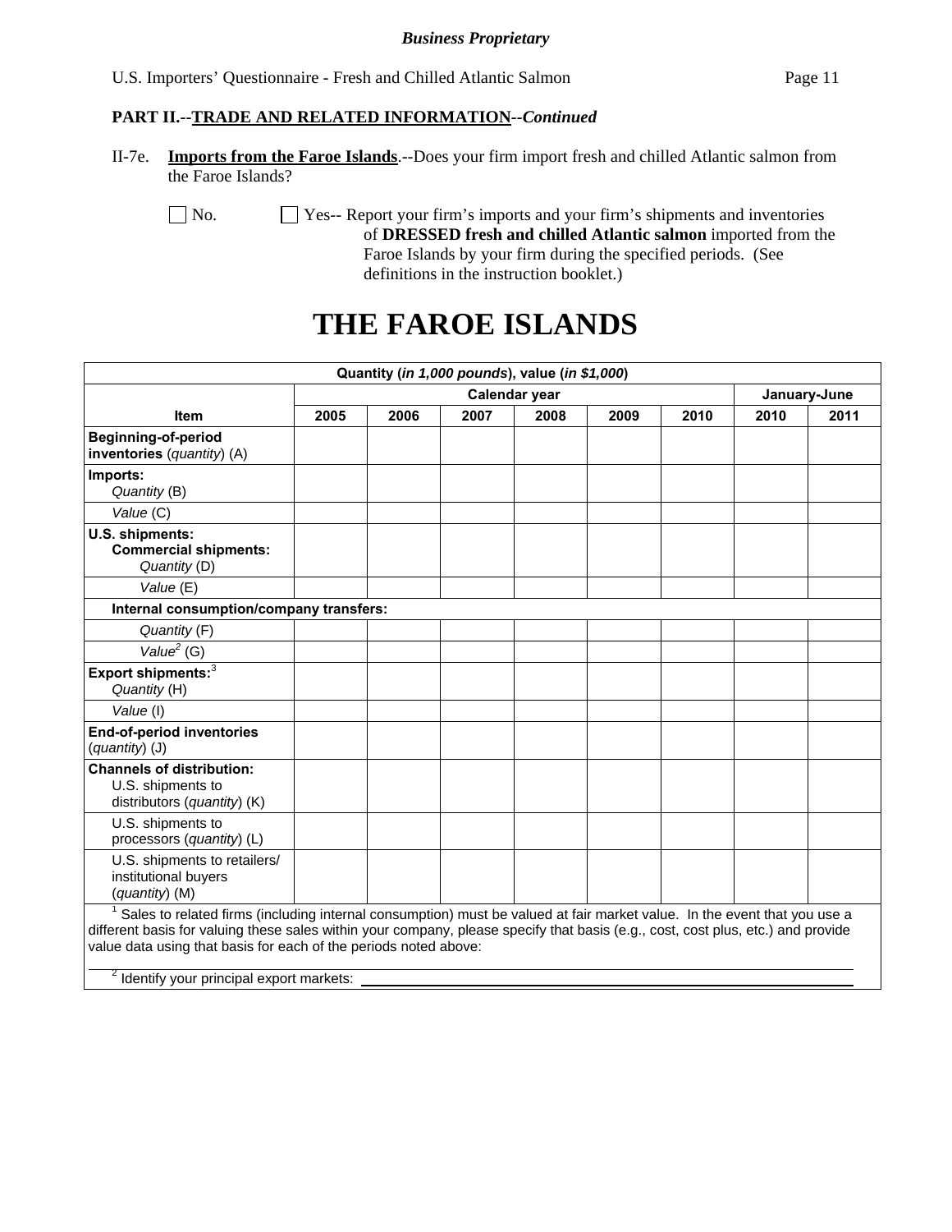*Business Proprietary*

U.S. Importers' Questionnaire - Fresh and Chilled Atlantic Salmon

**PART II.--TRADE AND RELATED INFORMATION--*Continued***

II-7e. **Imports from the Faroe Islands**.--Does your firm import fresh and chilled Atlantic salmon from the Faroe Islands?

☐ No. ☐ Yes-- Report your firm's imports and your firm's shipments and inventories of **DRESSED fresh and chilled Atlantic salmon** imported from the Faroe Islands by your firm during the specified periods. (See definitions in the instruction booklet.)

# THE FAROE ISLANDS

| Quantity (*in 1,000 pounds*), value (*in $1,000*) | | | | | | | | |
|---|---|---|---|---|---|---|---|---|
| | Calendar year | | | | | | January-June | |
| Item | 2005 | 2006 | 2007 | 2008 | 2009 | 2010 | 2010 | 2011 |
| **Beginning-of-period inventories** (*quantity*) (A) | | | | | | | | |
| **Imports:** *Quantity* (B) | | | | | | | | |
| *Value* (C) | | | | | | | | |
| **U.S. shipments: Commercial shipments:** *Quantity* (D) | | | | | | | | |
| *Value* (E) | | | | | | | | |
| **Internal consumption/company transfers:** | | | | | | | | |
| *Quantity* (F) | | | | | | | | |
| *Value*[2] (G) | | | | | | | | |
| **Export shipments:**[3] *Quantity* (H) | | | | | | | | |
| *Value* (I) | | | | | | | | |
| **End-of-period inventories** (*quantity*) (J) | | | | | | | | |
| **Channels of distribution:** U.S. shipments to distributors (*quantity*) (K) | | | | | | | | |
| U.S. shipments to processors (*quantity*) (L) | | | | | | | | |
| U.S. shipments to retailers/ institutional buyers (*quantity*) (M) | | | | | | | | |

[1] Sales to related firms (including internal consumption) must be valued at fair market value. In the event that you use a different basis for valuing these sales within your company, please specify that basis (e.g., cost, cost plus, etc.) and provide value data using that basis for each of the periods noted above:

[2] Identify your principal export markets: ____________________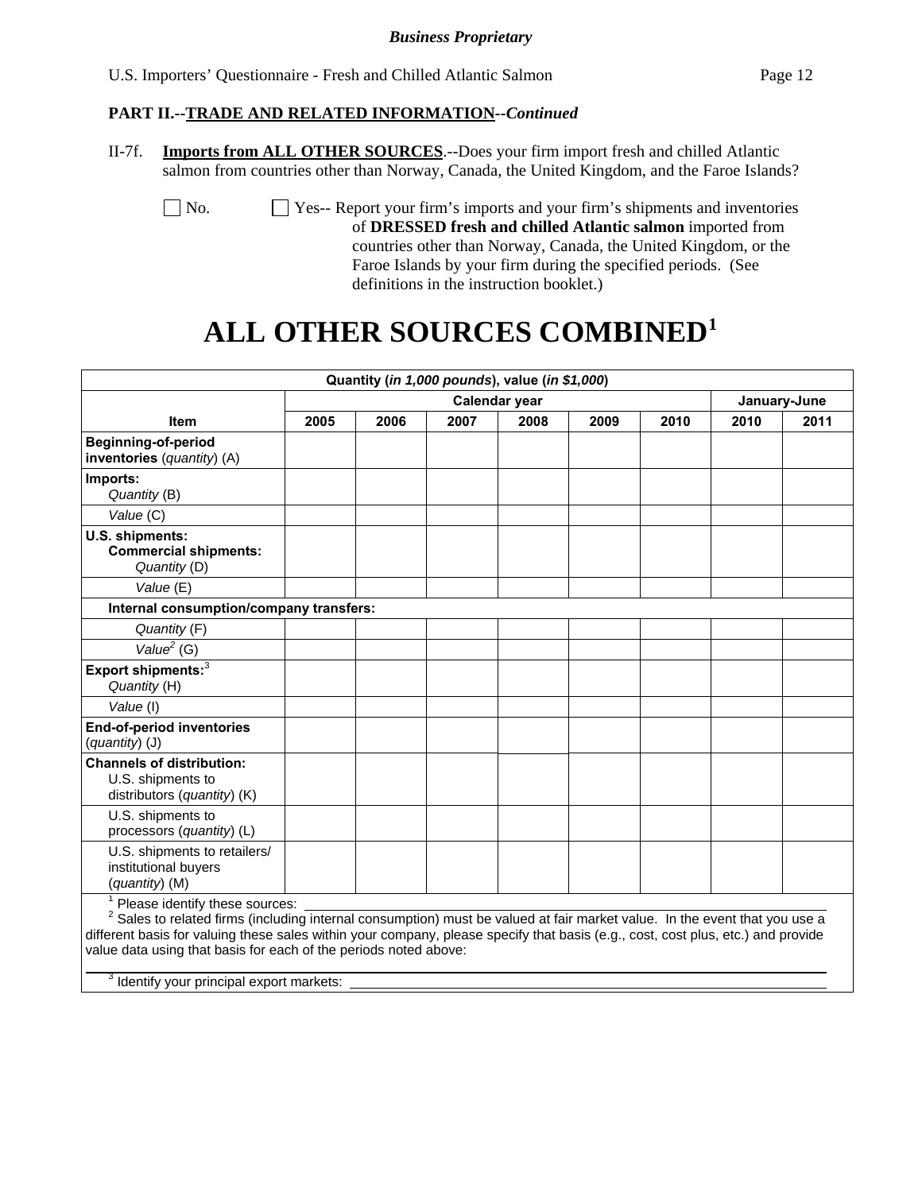**Business Proprietary**

**PART II.--TRADE AND RELATED INFORMATION--*Continued***

II-7f. **Imports from ALL OTHER SOURCES**.--Does your firm import fresh and chilled Atlantic salmon from countries other than Norway, Canada, the United Kingdom, and the Faroe Islands?

☐ No. ☐ Yes-- Report your firm's imports and your firm's shipments and inventories of **DRESSED fresh and chilled Atlantic salmon** imported from countries other than Norway, Canada, the United Kingdom, or the Faroe Islands by your firm during the specified periods. (See definitions in the instruction booklet.)

# ALL OTHER SOURCES COMBINED[1]

| Quantity (*in 1,000 pounds*), value (*in $1,000*) | | | | | | | | |
|---|---|---|---|---|---|---|---|---|
| | Calendar year | | | | | | January-June | |
| Item | 2005 | 2006 | 2007 | 2008 | 2009 | 2010 | 2010 | 2011 |
| **Beginning-of-period inventories** (*quantity*) (A) | | | | | | | | |
| **Imports:** *Quantity* (B) | | | | | | | | |
| *Value* (C) | | | | | | | | |
| **U.S. shipments: Commercial shipments:** *Quantity* (D) | | | | | | | | |
| *Value* (E) | | | | | | | | |
| **Internal consumption/company transfers:** | | | | | | | | |
| *Quantity* (F) | | | | | | | | |
| *Value*[2] (G) | | | | | | | | |
| **Export shipments:**[3] *Quantity* (H) | | | | | | | | |
| *Value* (I) | | | | | | | | |
| **End-of-period inventories** (*quantity*) (J) | | | | | | | | |
| **Channels of distribution:** U.S. shipments to distributors (*quantity*) (K) | | | | | | | | |
| U.S. shipments to processors (*quantity*) (L) | | | | | | | | |
| U.S. shipments to retailers/ institutional buyers (*quantity*) (M) | | | | | | | | |

[1] Please identify these sources: ____________________

[2] Sales to related firms (including internal consumption) must be valued at fair market value. In the event that you use a different basis for valuing these sales within your company, please specify that basis (e.g., cost, cost plus, etc.) and provide value data using that basis for each of the periods noted above:

____________________

[3] Identify your principal export markets: ____________________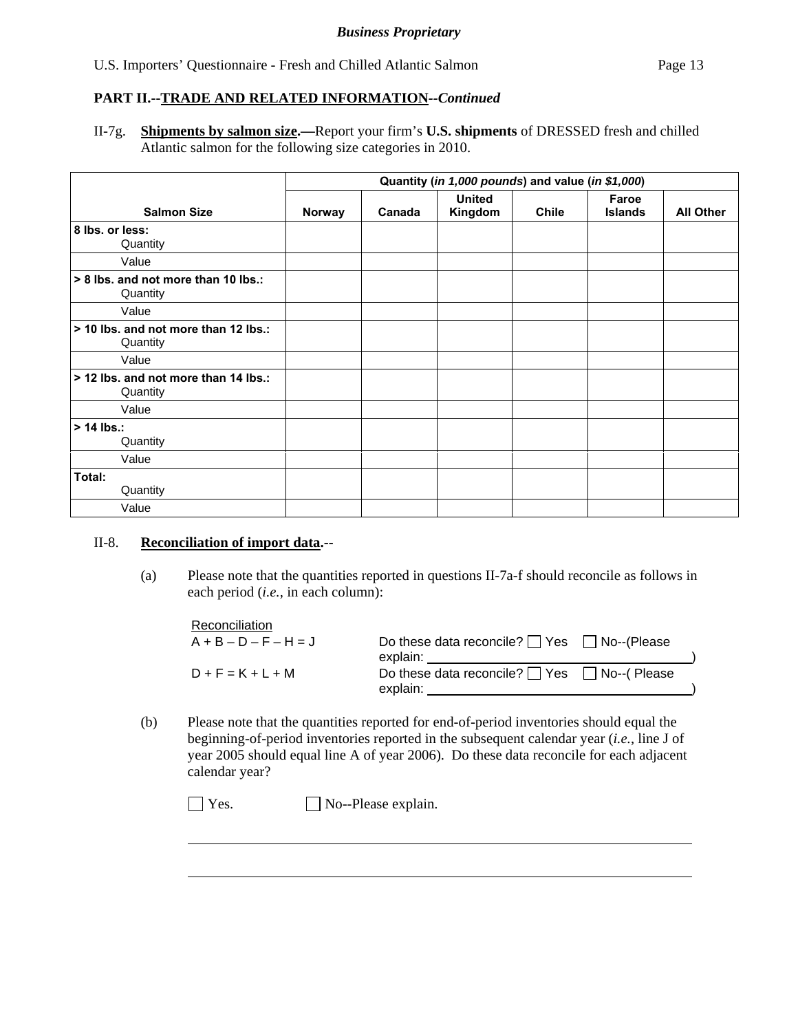**PART II.--TRADE AND RELATED INFORMATION--*Continued***

II-7g. **Shipments by salmon size.—**Report your firm's **U.S. shipments** of DRESSED fresh and chilled Atlantic salmon for the following size categories in 2010.

| | Quantity (*in 1,000 pounds*) and value (*in $1,000*) | | | | | |
|---|---|---|---|---|---|---|
| **Salmon Size** | **Norway** | **Canada** | **United Kingdom** | **Chile** | **Faroe Islands** | **All Other** |
| **8 lbs. or less:** Quantity | | | | | | |
| Value | | | | | | |
| **> 8 lbs. and not more than 10 lbs.:** Quantity | | | | | | |
| Value | | | | | | |
| **> 10 lbs. and not more than 12 lbs.:** Quantity | | | | | | |
| Value | | | | | | |
| **> 12 lbs. and not more than 14 lbs.:** Quantity | | | | | | |
| Value | | | | | | |
| **> 14 lbs.:** Quantity | | | | | | |
| Value | | | | | | |
| **Total:** Quantity | | | | | | |
| Value | | | | | | |

II-8. **Reconciliation of import data.--**

(a) Please note that the quantities reported in questions II-7a-f should reconcile as follows in each period (*i.e.*, in each column):

| Reconciliation | |
|---|---|
| A + B – D – F – H = J | Do these data reconcile? ☐ Yes ☐ No--(Please explain: ____________________) |
| D + F = K + L + M | Do these data reconcile? ☐ Yes ☐ No--( Please explain: ____________________) |

(b) Please note that the quantities reported for end-of-period inventories should equal the beginning-of-period inventories reported in the subsequent calendar year (*i.e.*, line J of year 2005 should equal line A of year 2006). Do these data reconcile for each adjacent calendar year?

☐ Yes. ☐ No--Please explain.

______________________________________________________________________

______________________________________________________________________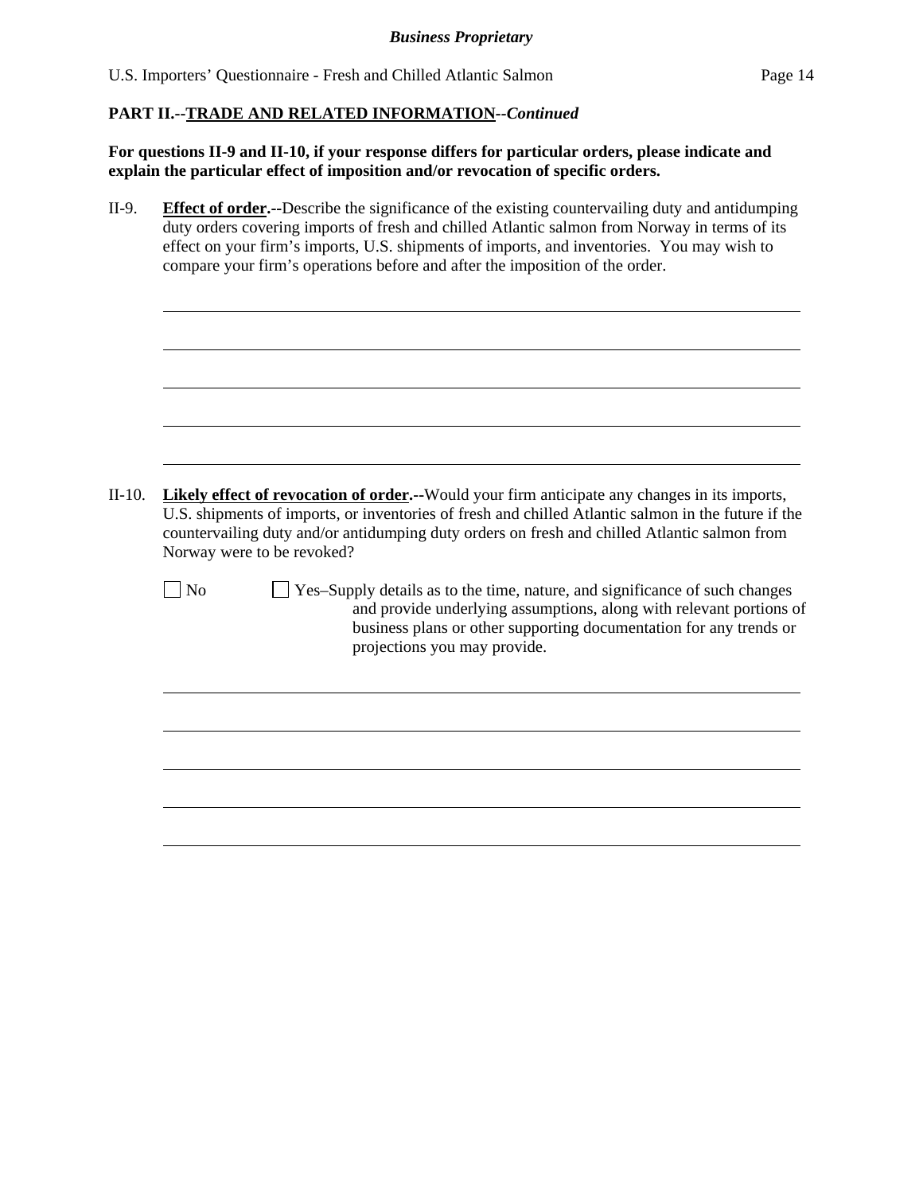**PART II.--TRADE AND RELATED INFORMATION--*Continued***

**For questions II-9 and II-10, if your response differs for particular orders, please indicate and explain the particular effect of imposition and/or revocation of specific orders.**

II-9. **Effect of order.--**Describe the significance of the existing countervailing duty and antidumping duty orders covering imports of fresh and chilled Atlantic salmon from Norway in terms of its effect on your firm's imports, U.S. shipments of imports, and inventories. You may wish to compare your firm's operations before and after the imposition of the order.

II-10. **Likely effect of revocation of order.--**Would your firm anticipate any changes in its imports, U.S. shipments of imports, or inventories of fresh and chilled Atlantic salmon in the future if the countervailing duty and/or antidumping duty orders on fresh and chilled Atlantic salmon from Norway were to be revoked?

☐ No ☐ Yes–Supply details as to the time, nature, and significance of such changes and provide underlying assumptions, along with relevant portions of business plans or other supporting documentation for any trends or projections you may provide.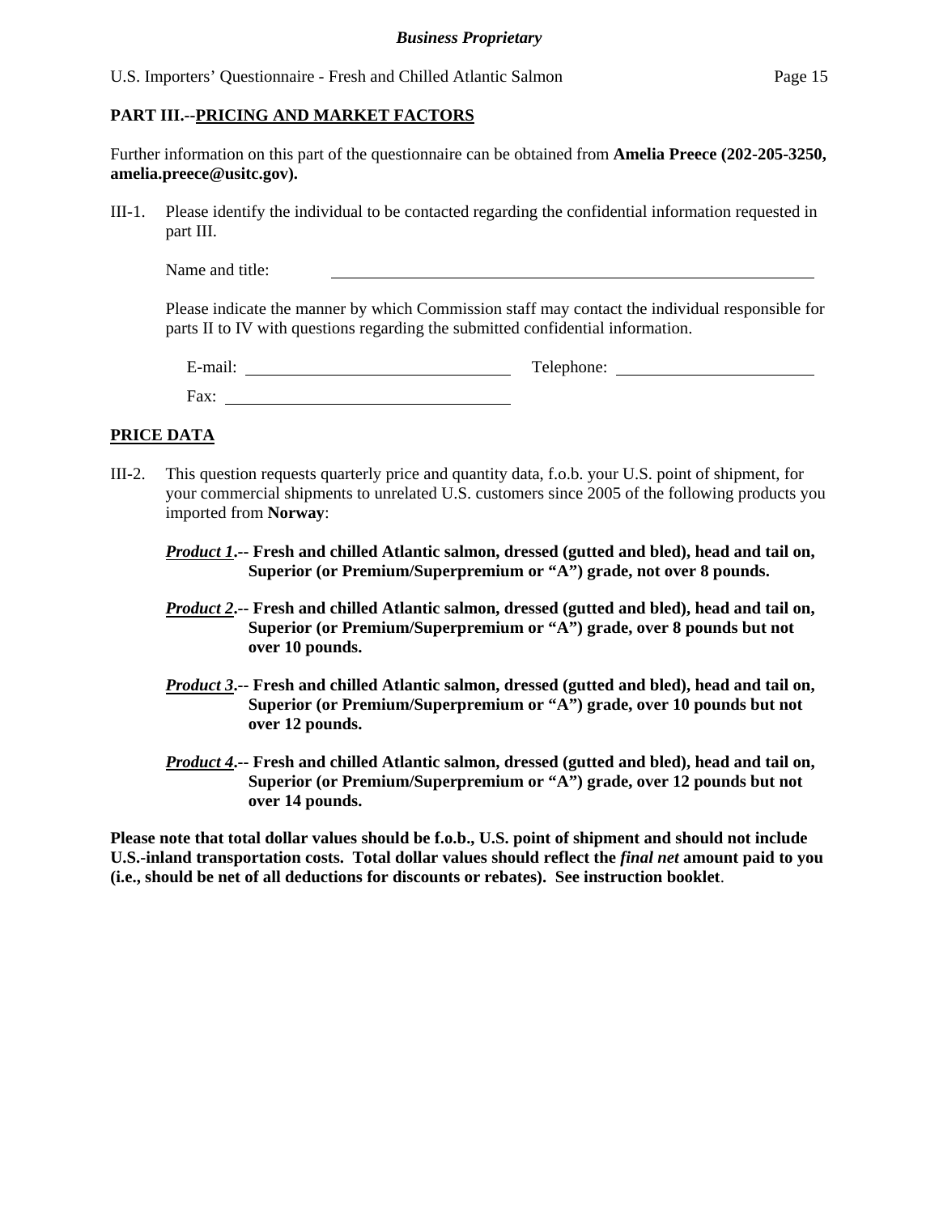## PART III.--PRICING AND MARKET FACTORS

Further information on this part of the questionnaire can be obtained from **Amelia Preece (202-205-3250, amelia.preece@usitc.gov).**

III-1. Please identify the individual to be contacted regarding the confidential information requested in part III.

Name and title: ______________________________

Please indicate the manner by which Commission staff may contact the individual responsible for parts II to IV with questions regarding the submitted confidential information.

E-mail: ____________________ Telephone: ____________________

Fax: ____________________

## PRICE DATA

III-2. This question requests quarterly price and quantity data, f.o.b. your U.S. point of shipment, for your commercial shipments to unrelated U.S. customers since 2005 of the following products you imported from **Norway**:

***Product 1*.-- Fresh and chilled Atlantic salmon, dressed (gutted and bled), head and tail on, Superior (or Premium/Superpremium or "A") grade, not over 8 pounds.**

***Product 2*.-- Fresh and chilled Atlantic salmon, dressed (gutted and bled), head and tail on, Superior (or Premium/Superpremium or "A") grade, over 8 pounds but not over 10 pounds.**

***Product 3*.-- Fresh and chilled Atlantic salmon, dressed (gutted and bled), head and tail on, Superior (or Premium/Superpremium or "A") grade, over 10 pounds but not over 12 pounds.**

***Product 4*.-- Fresh and chilled Atlantic salmon, dressed (gutted and bled), head and tail on, Superior (or Premium/Superpremium or "A") grade, over 12 pounds but not over 14 pounds.**

**Please note that total dollar values should be f.o.b., U.S. point of shipment and should not include U.S.-inland transportation costs. Total dollar values should reflect the *final net* amount paid to you (i.e., should be net of all deductions for discounts or rebates). See instruction booklet**.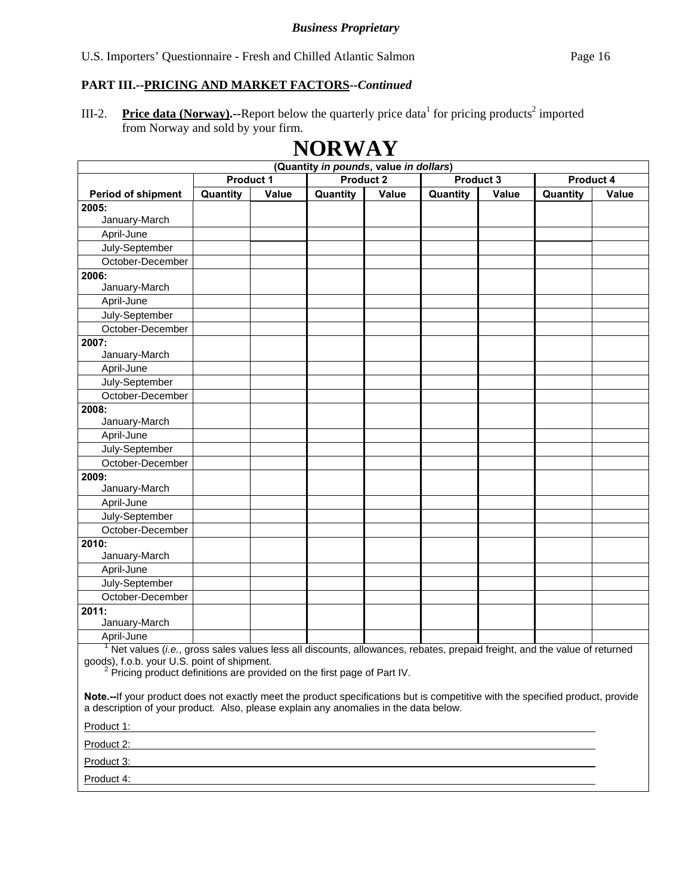*Business Proprietary*

U.S. Importers' Questionnaire - Fresh and Chilled Atlantic Salmon

**PART III.--PRICING AND MARKET FACTORS--*Continued***

III-2. **Price data (Norway).**--Report below the quarterly price data[1] for pricing products[2] imported from Norway and sold by your firm.

# NORWAY

| (Quantity *in pounds*, value *in dollars*) | | | | | | | | |
|---|---|---|---|---|---|---|---|---|
| | **Product 1** | | **Product 2** | | **Product 3** | | **Product 4** | |
| **Period of shipment** | **Quantity** | **Value** | **Quantity** | **Value** | **Quantity** | **Value** | **Quantity** | **Value** |
| **2005:** January-March | | | | | | | | |
| April-June | | | | | | | | |
| July-September | | | | | | | | |
| October-December | | | | | | | | |
| **2006:** January-March | | | | | | | | |
| April-June | | | | | | | | |
| July-September | | | | | | | | |
| October-December | | | | | | | | |
| **2007:** January-March | | | | | | | | |
| April-June | | | | | | | | |
| July-September | | | | | | | | |
| October-December | | | | | | | | |
| **2008:** January-March | | | | | | | | |
| April-June | | | | | | | | |
| July-September | | | | | | | | |
| October-December | | | | | | | | |
| **2009:** January-March | | | | | | | | |
| April-June | | | | | | | | |
| July-September | | | | | | | | |
| October-December | | | | | | | | |
| **2010:** January-March | | | | | | | | |
| April-June | | | | | | | | |
| July-September | | | | | | | | |
| October-December | | | | | | | | |
| **2011:** January-March | | | | | | | | |
| April-June | | | | | | | | |

[1] Net values (*i.e.*, gross sales values less all discounts, allowances, rebates, prepaid freight, and the value of returned goods), f.o.b. your U.S. point of shipment.

[2] Pricing product definitions are provided on the first page of Part IV.

**Note.--**If your product does not exactly meet the product specifications but is competitive with the specified product, provide a description of your product. Also, please explain any anomalies in the data below.

Product 1: \_\_\_\_\_\_\_\_\_\_\_\_\_\_\_\_\_\_\_\_\_\_\_\_\_\_\_\_\_\_\_\_\_\_\_\_\_\_\_\_

Product 2: \_\_\_\_\_\_\_\_\_\_\_\_\_\_\_\_\_\_\_\_\_\_\_\_\_\_\_\_\_\_\_\_\_\_\_\_\_\_\_\_

Product 3: \_\_\_\_\_\_\_\_\_\_\_\_\_\_\_\_\_\_\_\_\_\_\_\_\_\_\_\_\_\_\_\_\_\_\_\_\_\_\_\_

Product 4: \_\_\_\_\_\_\_\_\_\_\_\_\_\_\_\_\_\_\_\_\_\_\_\_\_\_\_\_\_\_\_\_\_\_\_\_\_\_\_\_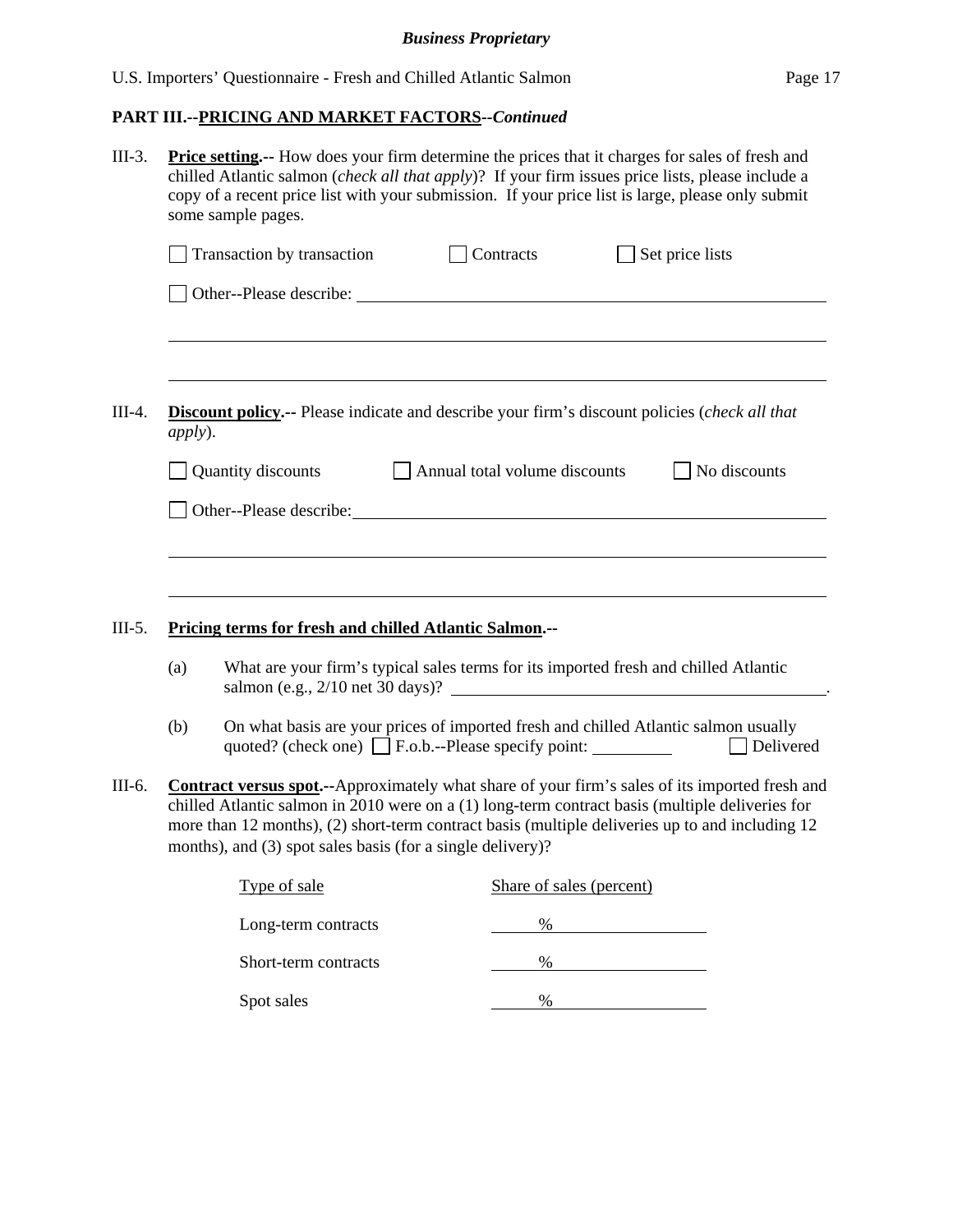## PART III.--PRICING AND MARKET FACTORS--*Continued*

III-3. **Price setting.--** How does your firm determine the prices that it charges for sales of fresh and chilled Atlantic salmon (*check all that apply*)? If your firm issues price lists, please include a copy of a recent price list with your submission. If your price list is large, please only submit some sample pages.

☐ Transaction by transaction ☐ Contracts ☐ Set price lists

☐ Other--Please describe: ______________________________________________

______________________________________________

______________________________________________

III-4. **Discount policy.--** Please indicate and describe your firm's discount policies (*check all that apply*).

☐ Quantity discounts ☐ Annual total volume discounts ☐ No discounts

☐ Other--Please describe: ______________________________________________

______________________________________________

______________________________________________

III-5. **Pricing terms for fresh and chilled Atlantic Salmon.--**

(a) What are your firm's typical sales terms for its imported fresh and chilled Atlantic salmon (e.g., 2/10 net 30 days)? ______________________________.

(b) On what basis are your prices of imported fresh and chilled Atlantic salmon usually quoted? (check one) ☐ F.o.b.--Please specify point: __________ ☐ Delivered

III-6. **Contract versus spot.--**Approximately what share of your firm's sales of its imported fresh and chilled Atlantic salmon in 2010 were on a (1) long-term contract basis (multiple deliveries for more than 12 months), (2) short-term contract basis (multiple deliveries up to and including 12 months), and (3) spot sales basis (for a single delivery)?

| Type of sale | Share of sales (percent) |
|---|---|
| Long-term contracts | % |
| Short-term contracts | % |
| Spot sales | % |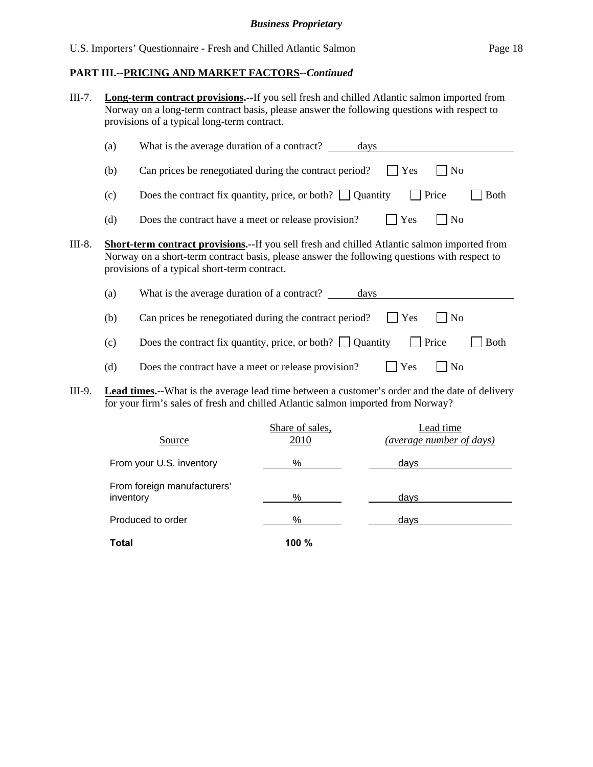**PART III.--PRICING AND MARKET FACTORS--*Continued***

III-7. **Long-term contract provisions.--**If you sell fresh and chilled Atlantic salmon imported from Norway on a long-term contract basis, please answer the following questions with respect to provisions of a typical long-term contract.

(a) What is the average duration of a contract? ______ days

(b) Can prices be renegotiated during the contract period? ☐ Yes ☐ No

(c) Does the contract fix quantity, price, or both? ☐ Quantity ☐ Price ☐ Both

(d) Does the contract have a meet or release provision? ☐ Yes ☐ No

III-8. **Short-term contract provisions.--**If you sell fresh and chilled Atlantic salmon imported from Norway on a short-term contract basis, please answer the following questions with respect to provisions of a typical short-term contract.

(a) What is the average duration of a contract? ______ days

(b) Can prices be renegotiated during the contract period? ☐ Yes ☐ No

(c) Does the contract fix quantity, price, or both? ☐ Quantity ☐ Price ☐ Both

(d) Does the contract have a meet or release provision? ☐ Yes ☐ No

III-9. **Lead times.--**What is the average lead time between a customer's order and the date of delivery for your firm's sales of fresh and chilled Atlantic salmon imported from Norway?

| Source | Share of sales, 2010 | Lead time *(average number of days)* |
|---|---|---|
| From your U.S. inventory | % | days |
| From foreign manufacturers' inventory | % | days |
| Produced to order | % | days |
| **Total** | **100 %** | |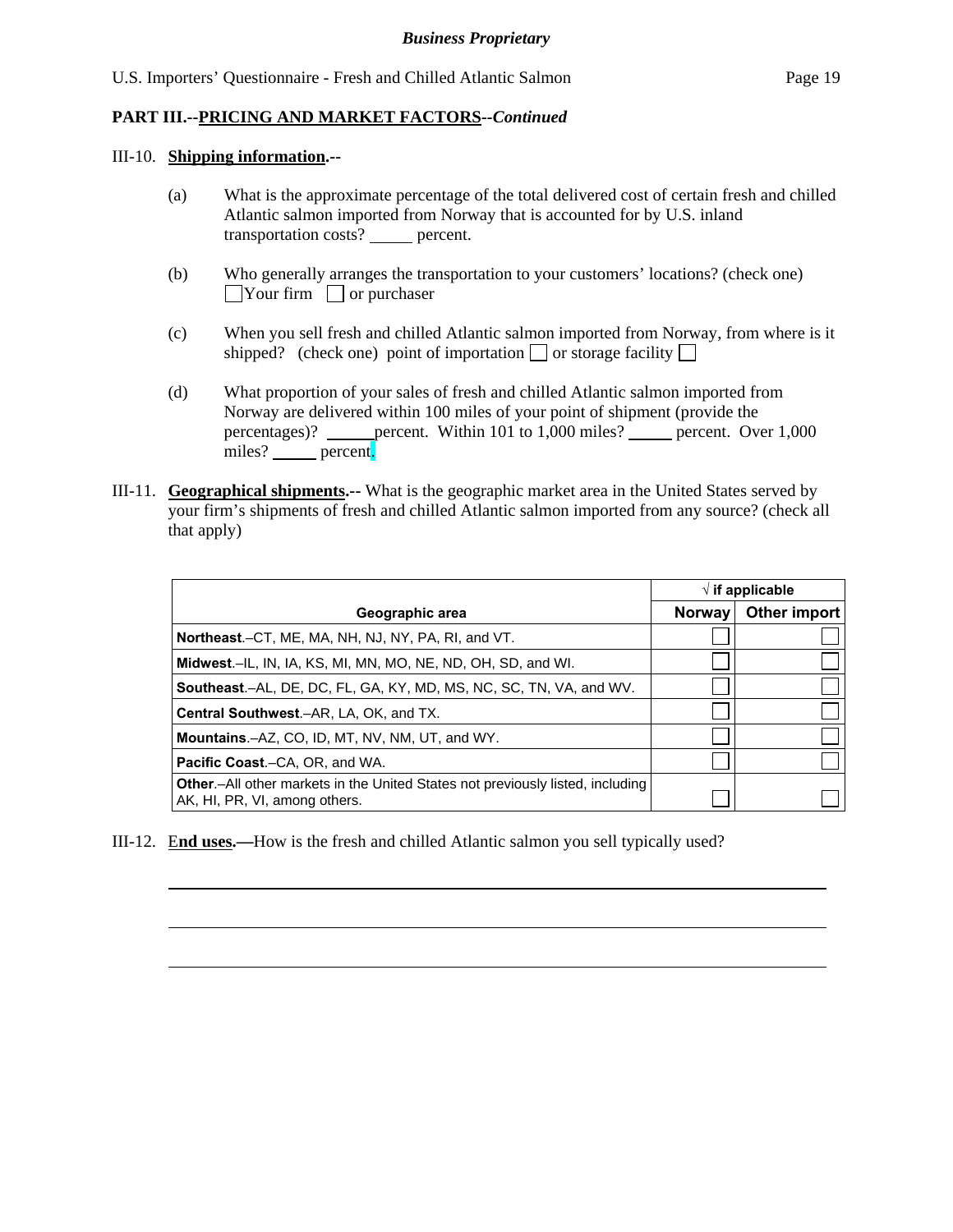*Business Proprietary*

**PART III.--PRICING AND MARKET FACTORS--*Continued***

III-10. **Shipping information.--**

(a) What is the approximate percentage of the total delivered cost of certain fresh and chilled Atlantic salmon imported from Norway that is accounted for by U.S. inland transportation costs? _____ percent.

(b) Who generally arranges the transportation to your customers' locations? (check one) ☐ Your firm ☐ or purchaser

(c) When you sell fresh and chilled Atlantic salmon imported from Norway, from where is it shipped? (check one) point of importation ☐ or storage facility ☐

(d) What proportion of your sales of fresh and chilled Atlantic salmon imported from Norway are delivered within 100 miles of your point of shipment (provide the percentages)? _____ percent. Within 101 to 1,000 miles? _____ percent. Over 1,000 miles? _____ percent.

III-11. **Geographical shipments.--** What is the geographic market area in the United States served by your firm's shipments of fresh and chilled Atlantic salmon imported from any source? (check all that apply)

| Geographic area | √ if applicable | |
|---|---|---|
| | Norway | Other import |
| **Northeast**.–CT, ME, MA, NH, NJ, NY, PA, RI, and VT. | ☐ | ☐ |
| **Midwest**.–IL, IN, IA, KS, MI, MN, MO, NE, ND, OH, SD, and WI. | ☐ | ☐ |
| **Southeast**.–AL, DE, DC, FL, GA, KY, MD, MS, NC, SC, TN, VA, and WV. | ☐ | ☐ |
| **Central Southwest**.–AR, LA, OK, and TX. | ☐ | ☐ |
| **Mountains**.–AZ, CO, ID, MT, NV, NM, UT, and WY. | ☐ | ☐ |
| **Pacific Coast**.–CA, OR, and WA. | ☐ | ☐ |
| **Other**.–All other markets in the United States not previously listed, including AK, HI, PR, VI, among others. | ☐ | ☐ |

III-12. **End uses.—**How is the fresh and chilled Atlantic salmon you sell typically used?

_______________________________________________________________

_______________________________________________________________

_______________________________________________________________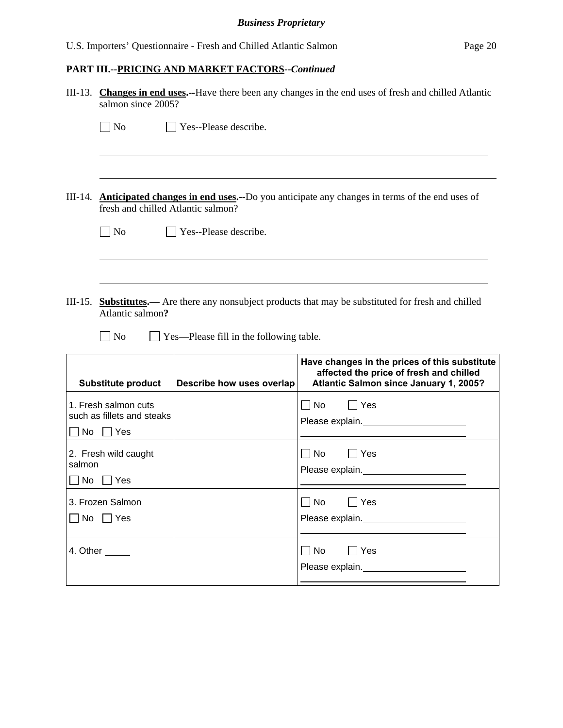**PART III.--PRICING AND MARKET FACTORS--*Continued***

III-13. **Changes in end uses.--**Have there been any changes in the end uses of fresh and chilled Atlantic salmon since 2005?

☐ No ☐ Yes--Please describe.

_______________________________________________________________________________

_______________________________________________________________________________

III-14. **Anticipated changes in end uses.--**Do you anticipate any changes in terms of the end uses of fresh and chilled Atlantic salmon?

☐ No ☐ Yes--Please describe.

_______________________________________________________________________________

_______________________________________________________________________________

III-15. **Substitutes.—** Are there any nonsubject products that may be substituted for fresh and chilled Atlantic salmon**?**

☐ No ☐ Yes—Please fill in the following table.

| Substitute product | Describe how uses overlap | Have changes in the prices of this substitute affected the price of fresh and chilled Atlantic Salmon since January 1, 2005? |
|---|---|---|
| 1. Fresh salmon cuts such as fillets and steaks ☐ No ☐ Yes | | ☐ No ☐ Yes Please explain.____________ |
| 2. Fresh wild caught salmon ☐ No ☐ Yes | | ☐ No ☐ Yes Please explain.____________ |
| 3. Frozen Salmon ☐ No ☐ Yes | | ☐ No ☐ Yes Please explain.____________ |
| 4. Other _____ | | ☐ No ☐ Yes Please explain.____________ |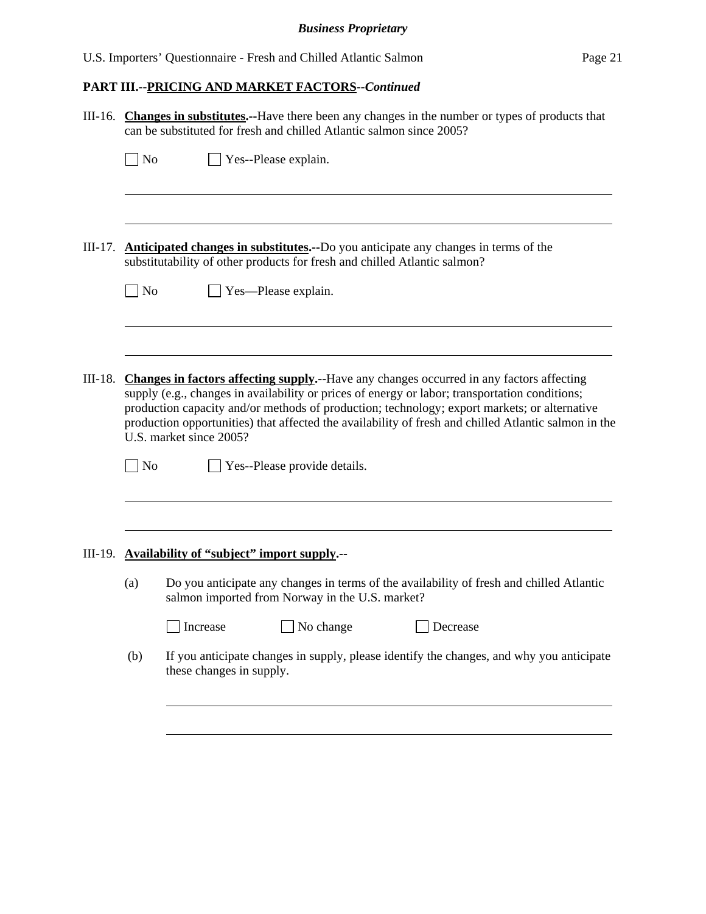**PART III.--PRICING AND MARKET FACTORS**--*Continued*

III-16. **Changes in substitutes.**--Have there been any changes in the number or types of products that can be substituted for fresh and chilled Atlantic salmon since 2005?

☐ No ☐ Yes--Please explain.

______________________________________________________________________

______________________________________________________________________

III-17. **Anticipated changes in substitutes.**--Do you anticipate any changes in terms of the substitutability of other products for fresh and chilled Atlantic salmon?

☐ No ☐ Yes—Please explain.

______________________________________________________________________

______________________________________________________________________

III-18. **Changes in factors affecting supply.**--Have any changes occurred in any factors affecting supply (e.g., changes in availability or prices of energy or labor; transportation conditions; production capacity and/or methods of production; technology; export markets; or alternative production opportunities) that affected the availability of fresh and chilled Atlantic salmon in the U.S. market since 2005?

☐ No ☐ Yes--Please provide details.

______________________________________________________________________

______________________________________________________________________

III-19. **Availability of "subject" import supply.**--

(a) Do you anticipate any changes in terms of the availability of fresh and chilled Atlantic salmon imported from Norway in the U.S. market?

☐ Increase ☐ No change ☐ Decrease

(b) If you anticipate changes in supply, please identify the changes, and why you anticipate these changes in supply.

______________________________________________________________________

______________________________________________________________________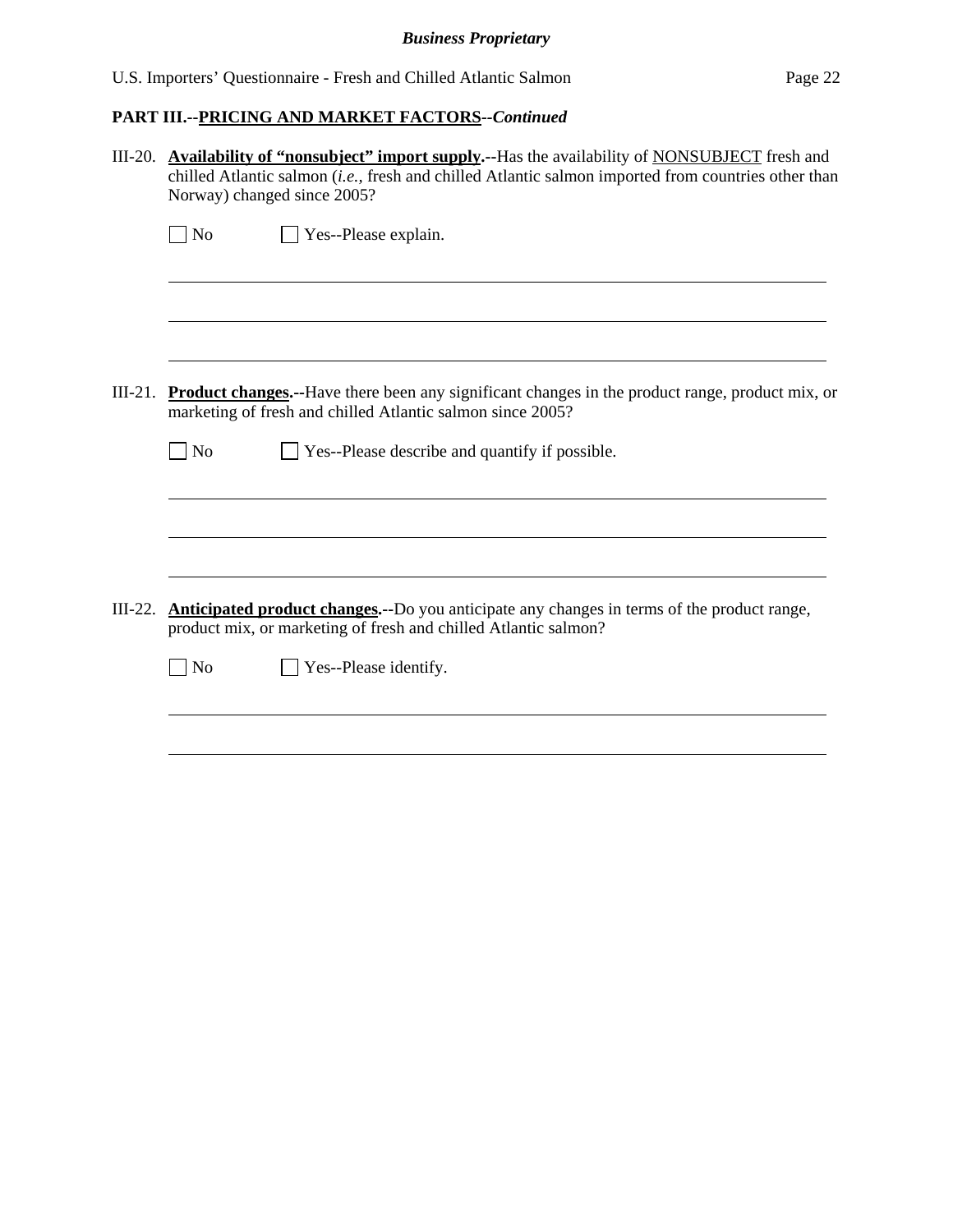**PART III.--PRICING AND MARKET FACTORS--*Continued***

III-20. **Availability of "nonsubject" import supply.--**Has the availability of NONSUBJECT fresh and chilled Atlantic salmon (*i.e.*, fresh and chilled Atlantic salmon imported from countries other than Norway) changed since 2005?

☐ No ☐ Yes--Please explain.

______________________________________________________________________________

______________________________________________________________________________

______________________________________________________________________________

III-21. **Product changes.--**Have there been any significant changes in the product range, product mix, or marketing of fresh and chilled Atlantic salmon since 2005?

☐ No ☐ Yes--Please describe and quantify if possible.

______________________________________________________________________________

______________________________________________________________________________

______________________________________________________________________________

III-22. **Anticipated product changes.--**Do you anticipate any changes in terms of the product range, product mix, or marketing of fresh and chilled Atlantic salmon?

☐ No ☐ Yes--Please identify.

______________________________________________________________________________

______________________________________________________________________________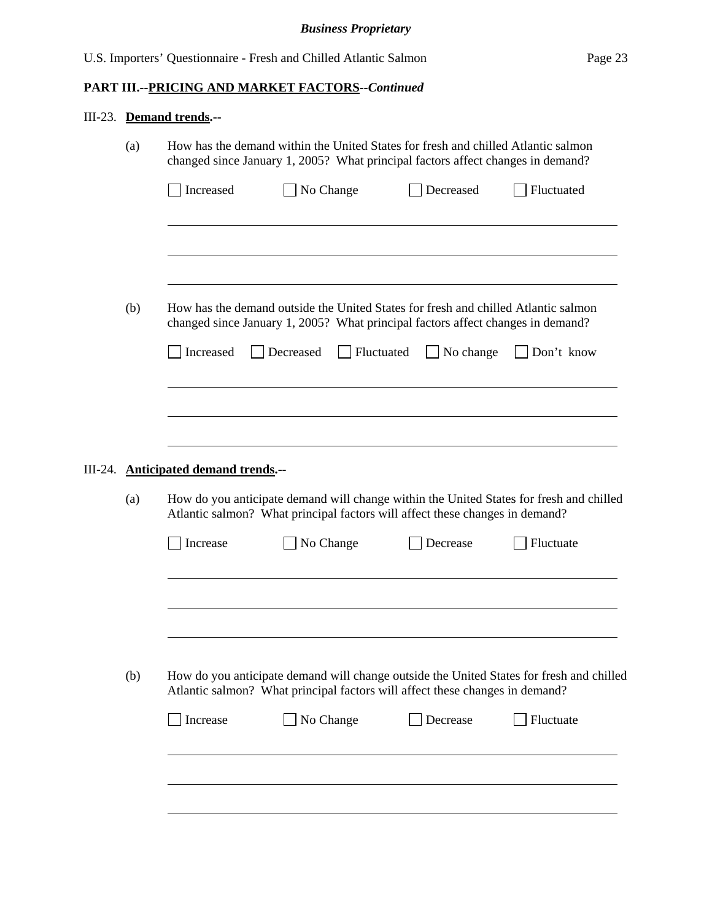**PART III.--PRICING AND MARKET FACTORS--*Continued***

III-23. **Demand trends.--**

(a) How has the demand within the United States for fresh and chilled Atlantic salmon changed since January 1, 2005? What principal factors affect changes in demand?

☐ Increased ☐ No Change ☐ Decreased ☐ Fluctuated

(b) How has the demand outside the United States for fresh and chilled Atlantic salmon changed since January 1, 2005? What principal factors affect changes in demand?

☐ Increased ☐ Decreased ☐ Fluctuated ☐ No change ☐ Don't know

III-24. **Anticipated demand trends.--**

(a) How do you anticipate demand will change within the United States for fresh and chilled Atlantic salmon? What principal factors will affect these changes in demand?

☐ Increase ☐ No Change ☐ Decrease ☐ Fluctuate

(b) How do you anticipate demand will change outside the United States for fresh and chilled Atlantic salmon? What principal factors will affect these changes in demand?

☐ Increase ☐ No Change ☐ Decrease ☐ Fluctuate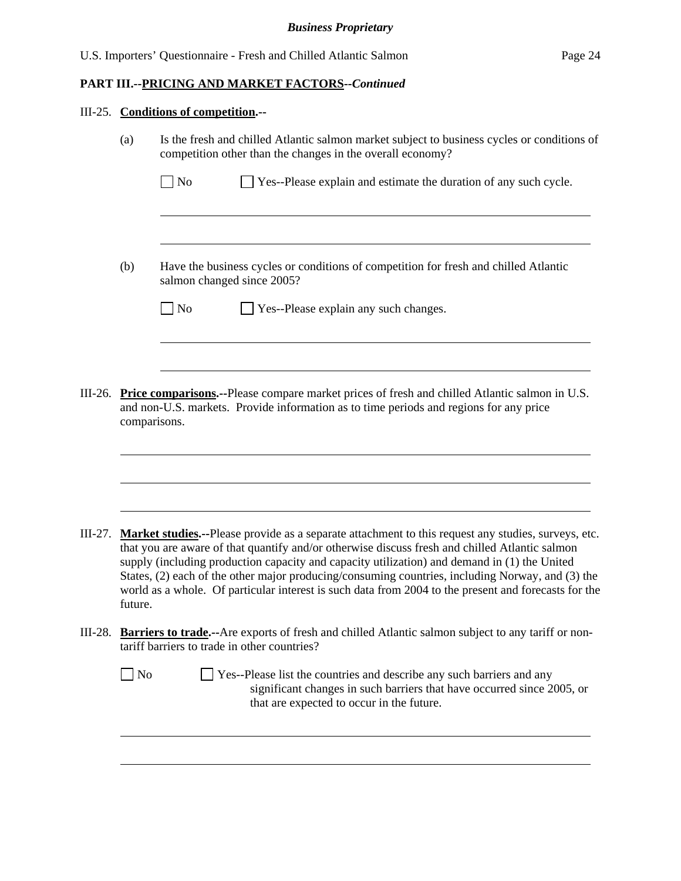**Business Proprietary**

**PART III.--PRICING AND MARKET FACTORS--*Continued***

III-25. **Conditions of competition.--**

(a) Is the fresh and chilled Atlantic salmon market subject to business cycles or conditions of competition other than the changes in the overall economy?

☐ No ☐ Yes--Please explain and estimate the duration of any such cycle.

\_\_\_\_\_\_\_\_\_\_\_\_\_\_\_\_\_\_\_\_\_\_\_\_\_\_\_\_\_\_\_\_\_\_\_\_\_\_\_\_\_\_\_\_\_\_\_\_\_\_\_\_\_\_\_\_\_\_\_\_\_\_\_\_\_\_\_\_\_\_

\_\_\_\_\_\_\_\_\_\_\_\_\_\_\_\_\_\_\_\_\_\_\_\_\_\_\_\_\_\_\_\_\_\_\_\_\_\_\_\_\_\_\_\_\_\_\_\_\_\_\_\_\_\_\_\_\_\_\_\_\_\_\_\_\_\_\_\_\_\_

(b) Have the business cycles or conditions of competition for fresh and chilled Atlantic salmon changed since 2005?

☐ No ☐ Yes--Please explain any such changes.

\_\_\_\_\_\_\_\_\_\_\_\_\_\_\_\_\_\_\_\_\_\_\_\_\_\_\_\_\_\_\_\_\_\_\_\_\_\_\_\_\_\_\_\_\_\_\_\_\_\_\_\_\_\_\_\_\_\_\_\_\_\_\_\_\_\_\_\_\_\_

\_\_\_\_\_\_\_\_\_\_\_\_\_\_\_\_\_\_\_\_\_\_\_\_\_\_\_\_\_\_\_\_\_\_\_\_\_\_\_\_\_\_\_\_\_\_\_\_\_\_\_\_\_\_\_\_\_\_\_\_\_\_\_\_\_\_\_\_\_\_

III-26. **Price comparisons.--**Please compare market prices of fresh and chilled Atlantic salmon in U.S. and non-U.S. markets. Provide information as to time periods and regions for any price comparisons.

\_\_\_\_\_\_\_\_\_\_\_\_\_\_\_\_\_\_\_\_\_\_\_\_\_\_\_\_\_\_\_\_\_\_\_\_\_\_\_\_\_\_\_\_\_\_\_\_\_\_\_\_\_\_\_\_\_\_\_\_\_\_\_\_\_\_\_\_\_\_

\_\_\_\_\_\_\_\_\_\_\_\_\_\_\_\_\_\_\_\_\_\_\_\_\_\_\_\_\_\_\_\_\_\_\_\_\_\_\_\_\_\_\_\_\_\_\_\_\_\_\_\_\_\_\_\_\_\_\_\_\_\_\_\_\_\_\_\_\_\_

\_\_\_\_\_\_\_\_\_\_\_\_\_\_\_\_\_\_\_\_\_\_\_\_\_\_\_\_\_\_\_\_\_\_\_\_\_\_\_\_\_\_\_\_\_\_\_\_\_\_\_\_\_\_\_\_\_\_\_\_\_\_\_\_\_\_\_\_\_\_

III-27. **Market studies.--**Please provide as a separate attachment to this request any studies, surveys, etc. that you are aware of that quantify and/or otherwise discuss fresh and chilled Atlantic salmon supply (including production capacity and capacity utilization) and demand in (1) the United States, (2) each of the other major producing/consuming countries, including Norway, and (3) the world as a whole. Of particular interest is such data from 2004 to the present and forecasts for the future.

III-28. **Barriers to trade.--**Are exports of fresh and chilled Atlantic salmon subject to any tariff or non-tariff barriers to trade in other countries?

☐ No ☐ Yes--Please list the countries and describe any such barriers and any significant changes in such barriers that have occurred since 2005, or that are expected to occur in the future.

\_\_\_\_\_\_\_\_\_\_\_\_\_\_\_\_\_\_\_\_\_\_\_\_\_\_\_\_\_\_\_\_\_\_\_\_\_\_\_\_\_\_\_\_\_\_\_\_\_\_\_\_\_\_\_\_\_\_\_\_\_\_\_\_\_\_\_\_\_\_

\_\_\_\_\_\_\_\_\_\_\_\_\_\_\_\_\_\_\_\_\_\_\_\_\_\_\_\_\_\_\_\_\_\_\_\_\_\_\_\_\_\_\_\_\_\_\_\_\_\_\_\_\_\_\_\_\_\_\_\_\_\_\_\_\_\_\_\_\_\_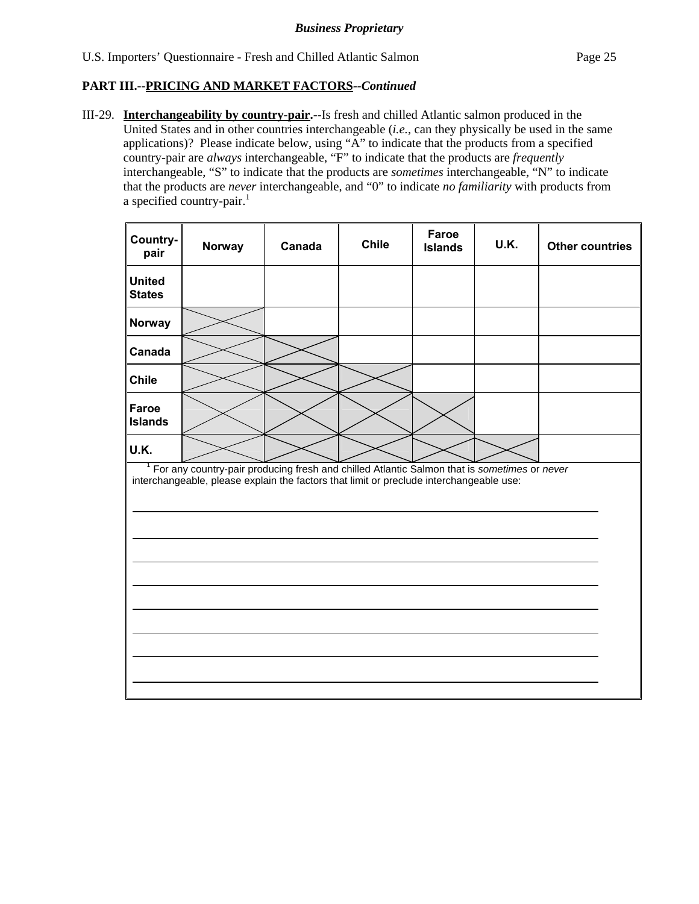**Business Proprietary**

U.S. Importers' Questionnaire - Fresh and Chilled Atlantic Salmon

**PART III.--PRICING AND MARKET FACTORS--*Continued***

III-29. **Interchangeability by country-pair.--**Is fresh and chilled Atlantic salmon produced in the United States and in other countries interchangeable (*i.e.*, can they physically be used in the same applications)? Please indicate below, using "A" to indicate that the products from a specified country-pair are *always* interchangeable, "F" to indicate that the products are *frequently* interchangeable, "S" to indicate that the products are *sometimes* interchangeable, "N" to indicate that the products are *never* interchangeable, and "0" to indicate *no familiarity* with products from a specified country-pair.[1]

| Country-pair | Norway | Canada | Chile | Faroe Islands | U.K. | Other countries |
|---|---|---|---|---|---|---|
| United States | | | | | | |
| Norway | X | | | | | |
| Canada | X | X | | | | |
| Chile | X | X | X | | | |
| Faroe Islands | X | X | X | X | | |
| U.K. | X | X | X | X | X | |

[1] For any country-pair producing fresh and chilled Atlantic Salmon that is *sometimes* or *never* interchangeable, please explain the factors that limit or preclude interchangeable use:

______________________________________________________________________

______________________________________________________________________

______________________________________________________________________

______________________________________________________________________

______________________________________________________________________

______________________________________________________________________

______________________________________________________________________

______________________________________________________________________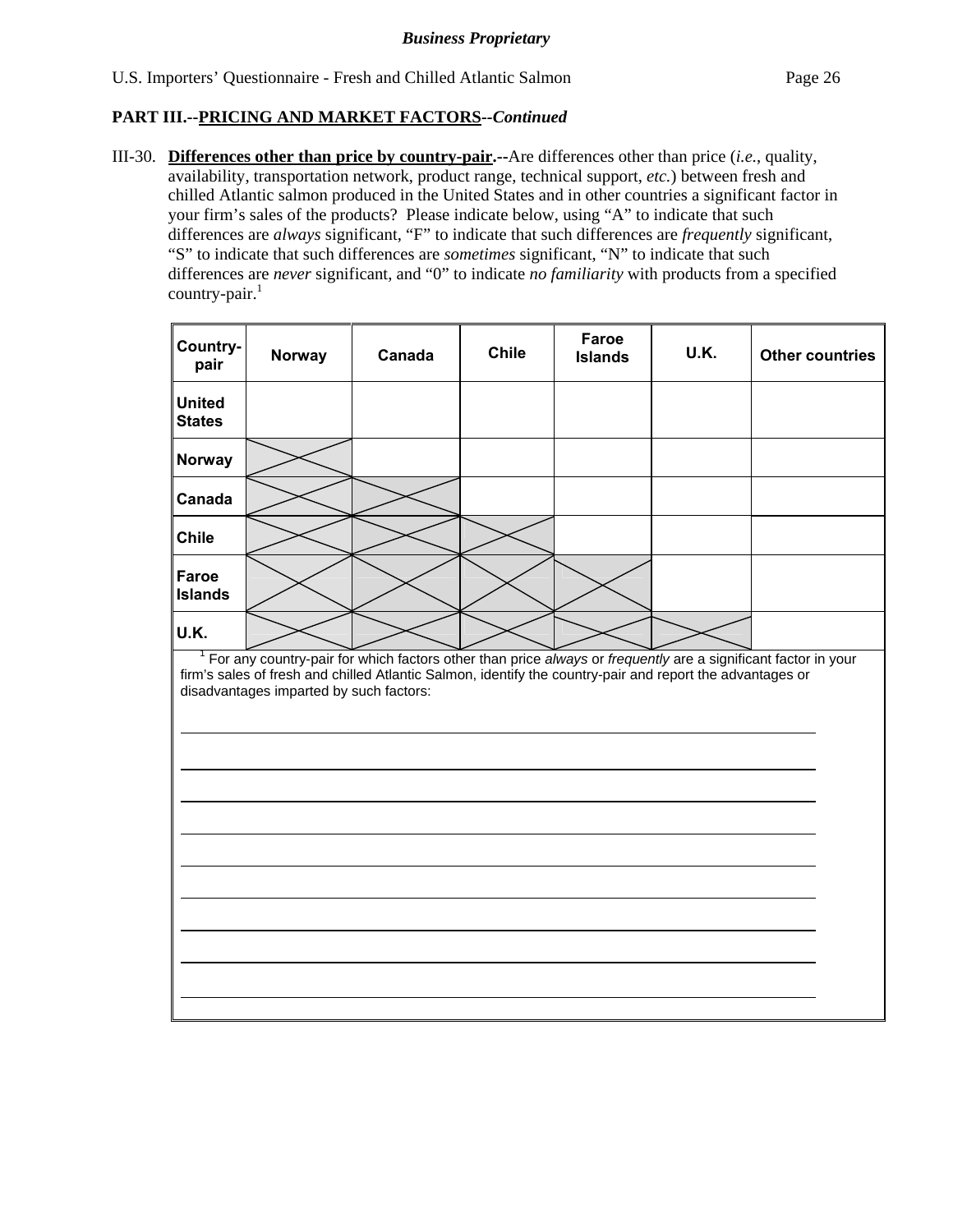**Business Proprietary**

**PART III.--PRICING AND MARKET FACTORS--*Continued***

III-30. **Differences other than price by country-pair.--**Are differences other than price (*i.e.*, quality, availability, transportation network, product range, technical support, *etc.*) between fresh and chilled Atlantic salmon produced in the United States and in other countries a significant factor in your firm's sales of the products? Please indicate below, using "A" to indicate that such differences are *always* significant, "F" to indicate that such differences are *frequently* significant, "S" to indicate that such differences are *sometimes* significant, "N" to indicate that such differences are *never* significant, and "0" to indicate *no familiarity* with products from a specified country-pair.[1]

| Country-pair | Norway | Canada | Chile | Faroe Islands | U.K. | Other countries |
|---|---|---|---|---|---|---|
| United States | | | | | | |
| Norway | X | | | | | |
| Canada | X | X | | | | |
| Chile | X | X | X | | | |
| Faroe Islands | X | X | X | X | | |
| U.K. | X | X | X | X | X | |

[1] For any country-pair for which factors other than price *always* or *frequently* are a significant factor in your firm's sales of fresh and chilled Atlantic Salmon, identify the country-pair and report the advantages or disadvantages imparted by such factors:

______________________________________________________________________

______________________________________________________________________

______________________________________________________________________

______________________________________________________________________

______________________________________________________________________

______________________________________________________________________

______________________________________________________________________

______________________________________________________________________

______________________________________________________________________